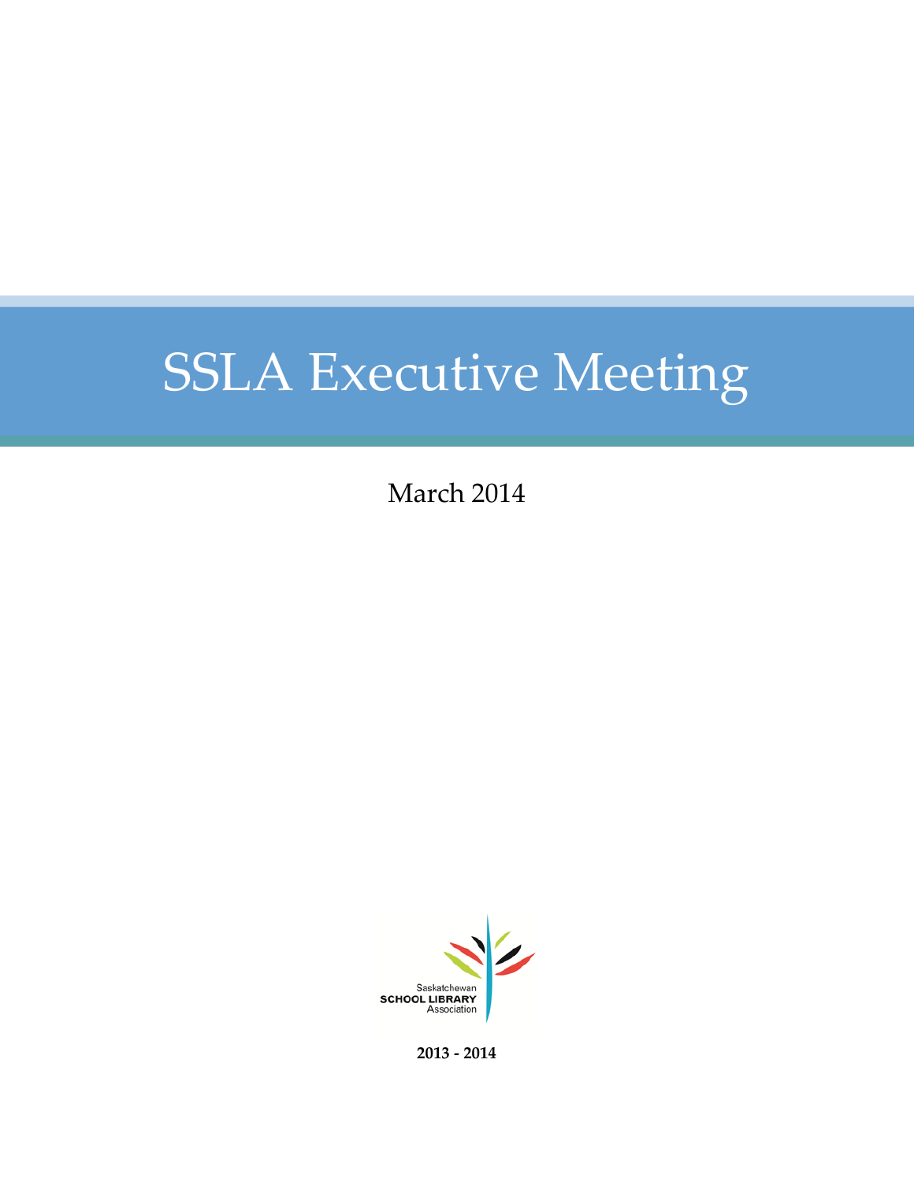# SSLA Executive Meeting

March 2014

Saskatchewan
SCHOOL LIBRARY
Association

**2013 - 2014**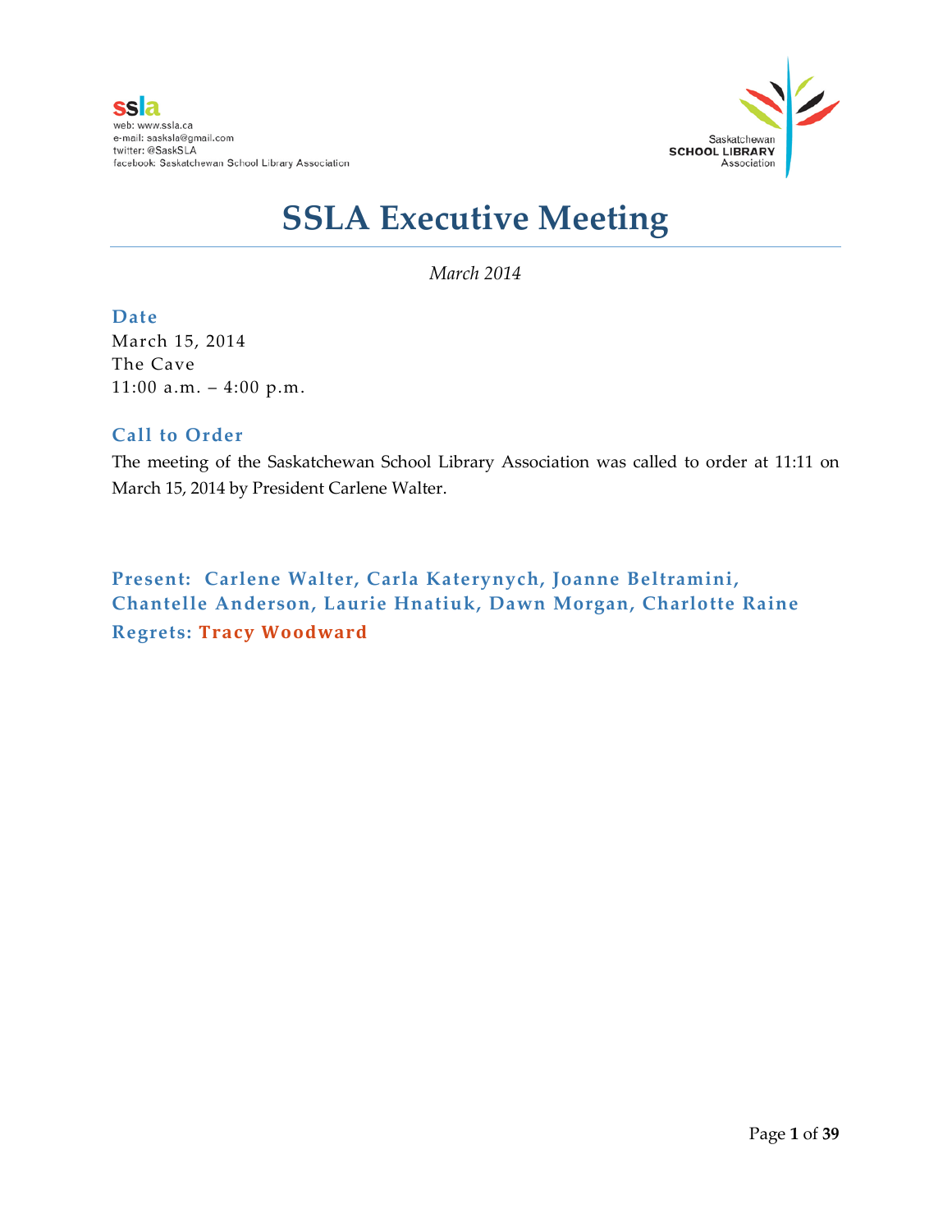ssla
web: www.ssla.ca
e-mail: sasksla@gmail.com
twitter: @SaskSLA
facebook: Saskatchewan School Library Association

Saskatchewan
SCHOOL LIBRARY
Association

# SSLA Executive Meeting

*March 2014*

### Date

March 15, 2014
The Cave
11:00 a.m. – 4:00 p.m.

### Call to Order

The meeting of the Saskatchewan School Library Association was called to order at 11:11 on March 15, 2014 by President Carlene Walter.

**Present: Carlene Walter, Carla Katerynych, Joanne Beltramini, Chantelle Anderson, Laurie Hnatiuk, Dawn Morgan, Charlotte Raine**
**Regrets: Tracy Woodward**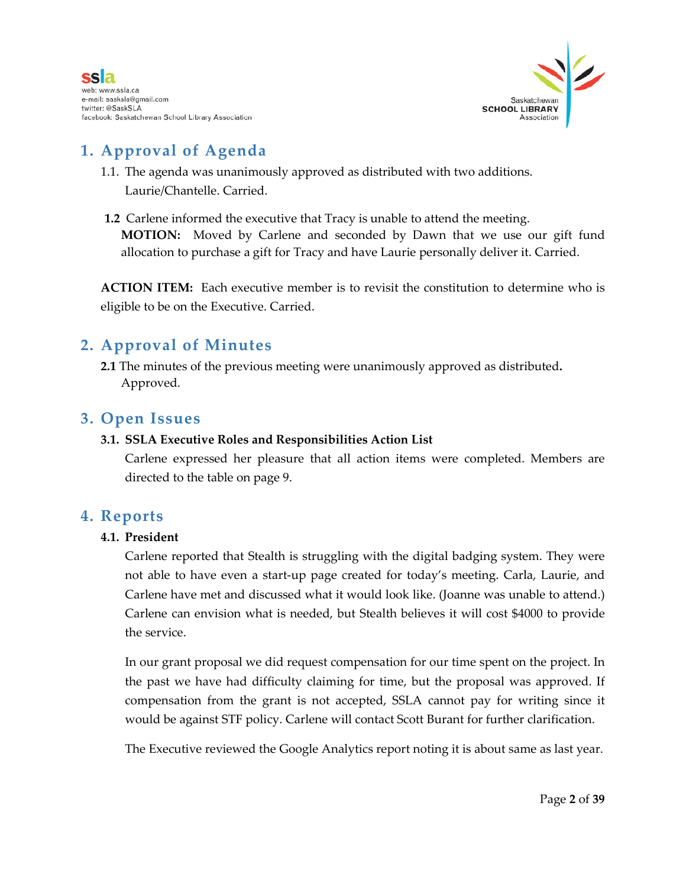## 1. Approval of Agenda

1.1. The agenda was unanimously approved as distributed with two additions. Laurie/Chantelle. Carried.

**1.2** Carlene informed the executive that Tracy is unable to attend the meeting.
**MOTION:** Moved by Carlene and seconded by Dawn that we use our gift fund allocation to purchase a gift for Tracy and have Laurie personally deliver it. Carried.

**ACTION ITEM:** Each executive member is to revisit the constitution to determine who is eligible to be on the Executive. Carried.

## 2. Approval of Minutes

**2.1** The minutes of the previous meeting were unanimously approved as distributed**.** Approved.

## 3. Open Issues

### 3.1. SSLA Executive Roles and Responsibilities Action List

Carlene expressed her pleasure that all action items were completed. Members are directed to the table on page 9.

## 4. Reports

### 4.1. President

Carlene reported that Stealth is struggling with the digital badging system. They were not able to have even a start-up page created for today's meeting. Carla, Laurie, and Carlene have met and discussed what it would look like. (Joanne was unable to attend.) Carlene can envision what is needed, but Stealth believes it will cost $4000 to provide the service.

In our grant proposal we did request compensation for our time spent on the project. In the past we have had difficulty claiming for time, but the proposal was approved. If compensation from the grant is not accepted, SSLA cannot pay for writing since it would be against STF policy. Carlene will contact Scott Burant for further clarification.

The Executive reviewed the Google Analytics report noting it is about same as last year.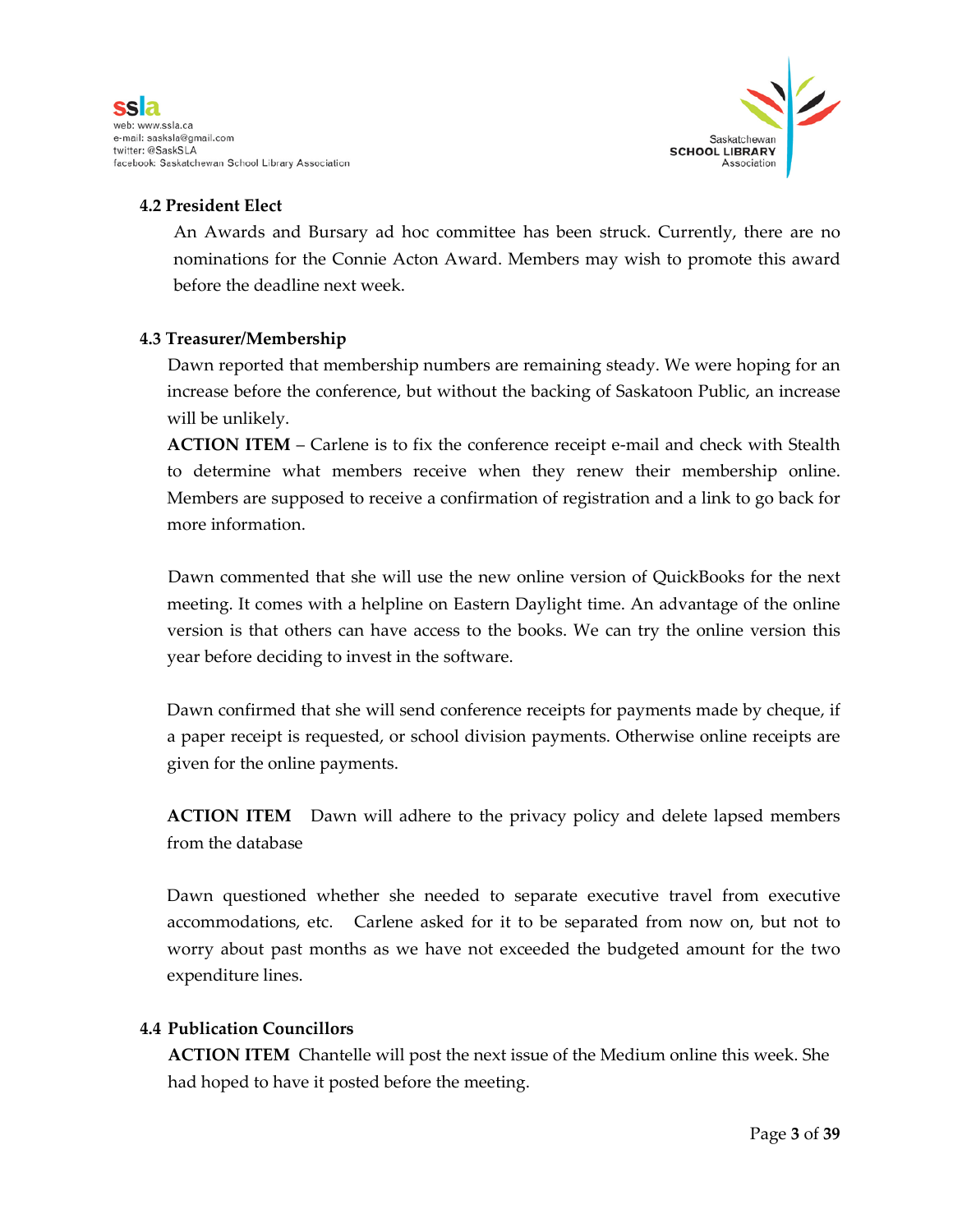### 4.2 President Elect

An Awards and Bursary ad hoc committee has been struck. Currently, there are no nominations for the Connie Acton Award. Members may wish to promote this award before the deadline next week.

### 4.3 Treasurer/Membership

Dawn reported that membership numbers are remaining steady. We were hoping for an increase before the conference, but without the backing of Saskatoon Public, an increase will be unlikely.

**ACTION ITEM** – Carlene is to fix the conference receipt e-mail and check with Stealth to determine what members receive when they renew their membership online. Members are supposed to receive a confirmation of registration and a link to go back for more information.

Dawn commented that she will use the new online version of QuickBooks for the next meeting. It comes with a helpline on Eastern Daylight time. An advantage of the online version is that others can have access to the books. We can try the online version this year before deciding to invest in the software.

Dawn confirmed that she will send conference receipts for payments made by cheque, if a paper receipt is requested, or school division payments. Otherwise online receipts are given for the online payments.

**ACTION ITEM** Dawn will adhere to the privacy policy and delete lapsed members from the database

Dawn questioned whether she needed to separate executive travel from executive accommodations, etc. Carlene asked for it to be separated from now on, but not to worry about past months as we have not exceeded the budgeted amount for the two expenditure lines.

### 4.4 Publication Councillors

**ACTION ITEM** Chantelle will post the next issue of the Medium online this week. She had hoped to have it posted before the meeting.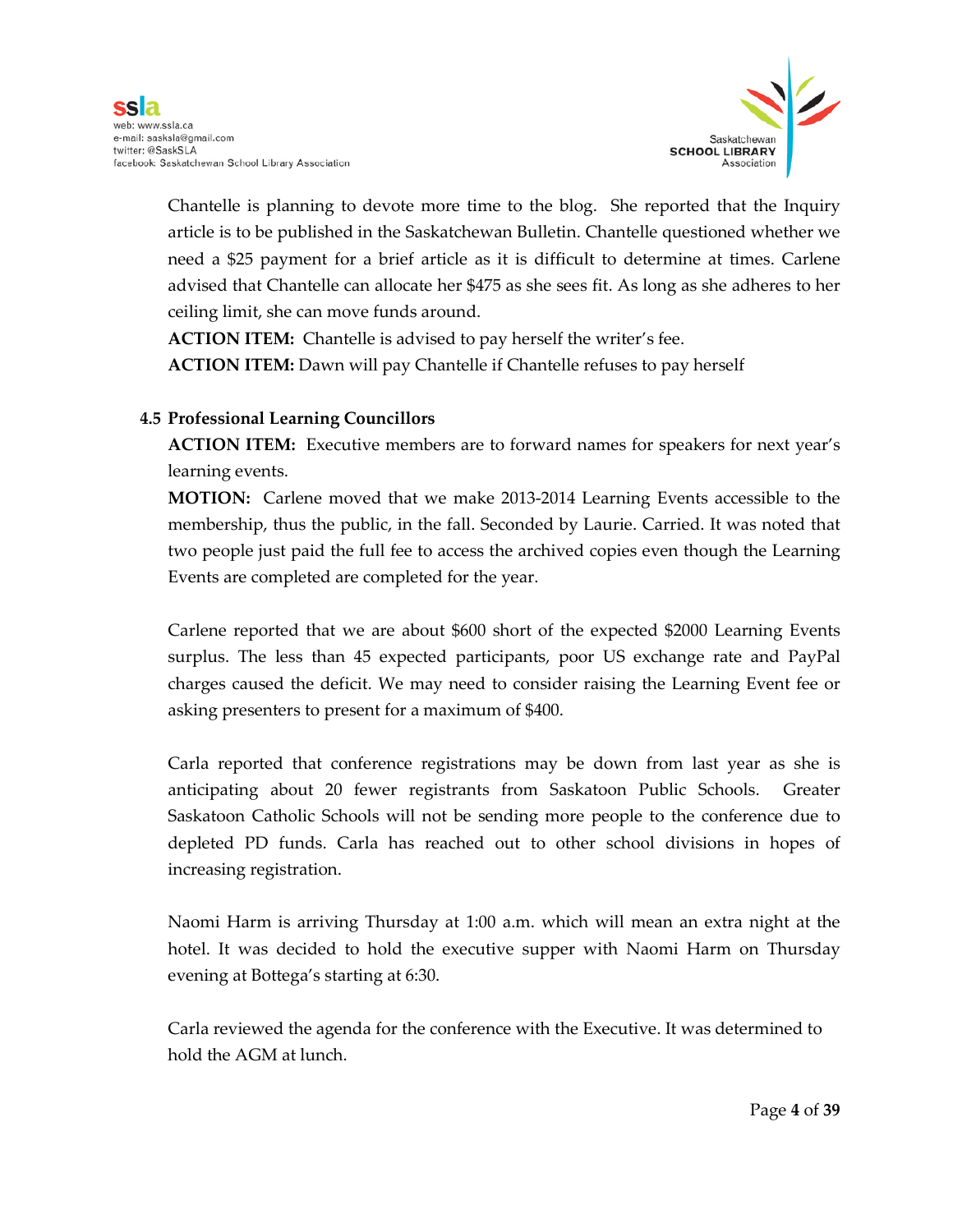Chantelle is planning to devote more time to the blog. She reported that the Inquiry article is to be published in the Saskatchewan Bulletin. Chantelle questioned whether we need a $25 payment for a brief article as it is difficult to determine at times. Carlene advised that Chantelle can allocate her $475 as she sees fit. As long as she adheres to her ceiling limit, she can move funds around.

**ACTION ITEM:** Chantelle is advised to pay herself the writer's fee.

**ACTION ITEM:** Dawn will pay Chantelle if Chantelle refuses to pay herself

**4.5 Professional Learning Councillors**

**ACTION ITEM:** Executive members are to forward names for speakers for next year's learning events.

**MOTION:** Carlene moved that we make 2013-2014 Learning Events accessible to the membership, thus the public, in the fall. Seconded by Laurie. Carried. It was noted that two people just paid the full fee to access the archived copies even though the Learning Events are completed are completed for the year.

Carlene reported that we are about $600 short of the expected $2000 Learning Events surplus. The less than 45 expected participants, poor US exchange rate and PayPal charges caused the deficit. We may need to consider raising the Learning Event fee or asking presenters to present for a maximum of $400.

Carla reported that conference registrations may be down from last year as she is anticipating about 20 fewer registrants from Saskatoon Public Schools. Greater Saskatoon Catholic Schools will not be sending more people to the conference due to depleted PD funds. Carla has reached out to other school divisions in hopes of increasing registration.

Naomi Harm is arriving Thursday at 1:00 a.m. which will mean an extra night at the hotel. It was decided to hold the executive supper with Naomi Harm on Thursday evening at Bottega's starting at 6:30.

Carla reviewed the agenda for the conference with the Executive. It was determined to hold the AGM at lunch.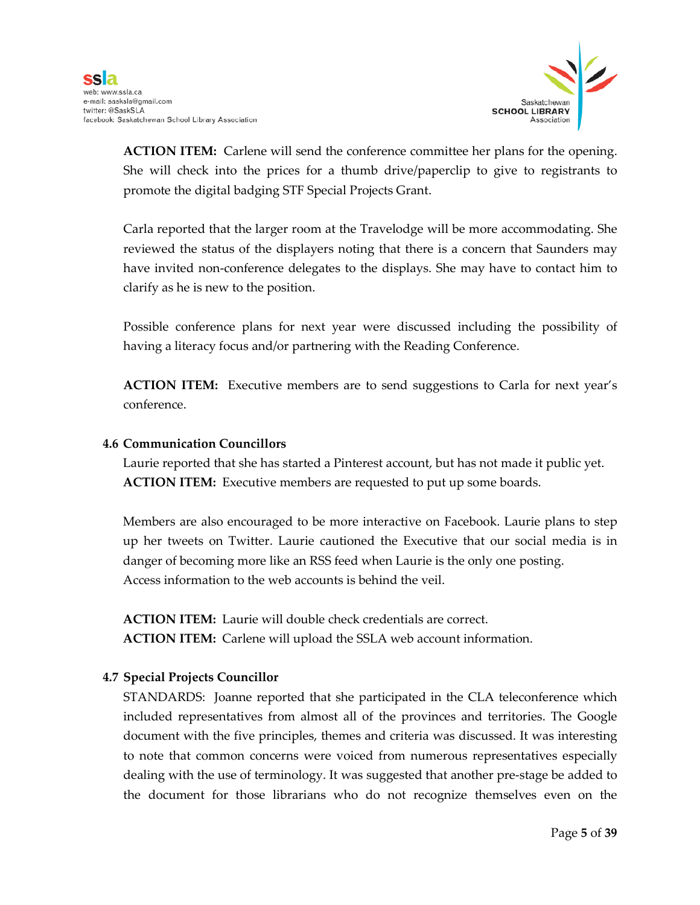**ACTION ITEM:** Carlene will send the conference committee her plans for the opening. She will check into the prices for a thumb drive/paperclip to give to registrants to promote the digital badging STF Special Projects Grant.

Carla reported that the larger room at the Travelodge will be more accommodating. She reviewed the status of the displayers noting that there is a concern that Saunders may have invited non-conference delegates to the displays. She may have to contact him to clarify as he is new to the position.

Possible conference plans for next year were discussed including the possibility of having a literacy focus and/or partnering with the Reading Conference.

**ACTION ITEM:** Executive members are to send suggestions to Carla for next year's conference.

### 4.6 Communication Councillors

Laurie reported that she has started a Pinterest account, but has not made it public yet.
**ACTION ITEM:** Executive members are requested to put up some boards.

Members are also encouraged to be more interactive on Facebook. Laurie plans to step up her tweets on Twitter. Laurie cautioned the Executive that our social media is in danger of becoming more like an RSS feed when Laurie is the only one posting.
Access information to the web accounts is behind the veil.

**ACTION ITEM:** Laurie will double check credentials are correct.
**ACTION ITEM:** Carlene will upload the SSLA web account information.

### 4.7 Special Projects Councillor

STANDARDS: Joanne reported that she participated in the CLA teleconference which included representatives from almost all of the provinces and territories. The Google document with the five principles, themes and criteria was discussed. It was interesting to note that common concerns were voiced from numerous representatives especially dealing with the use of terminology. It was suggested that another pre-stage be added to the document for those librarians who do not recognize themselves even on the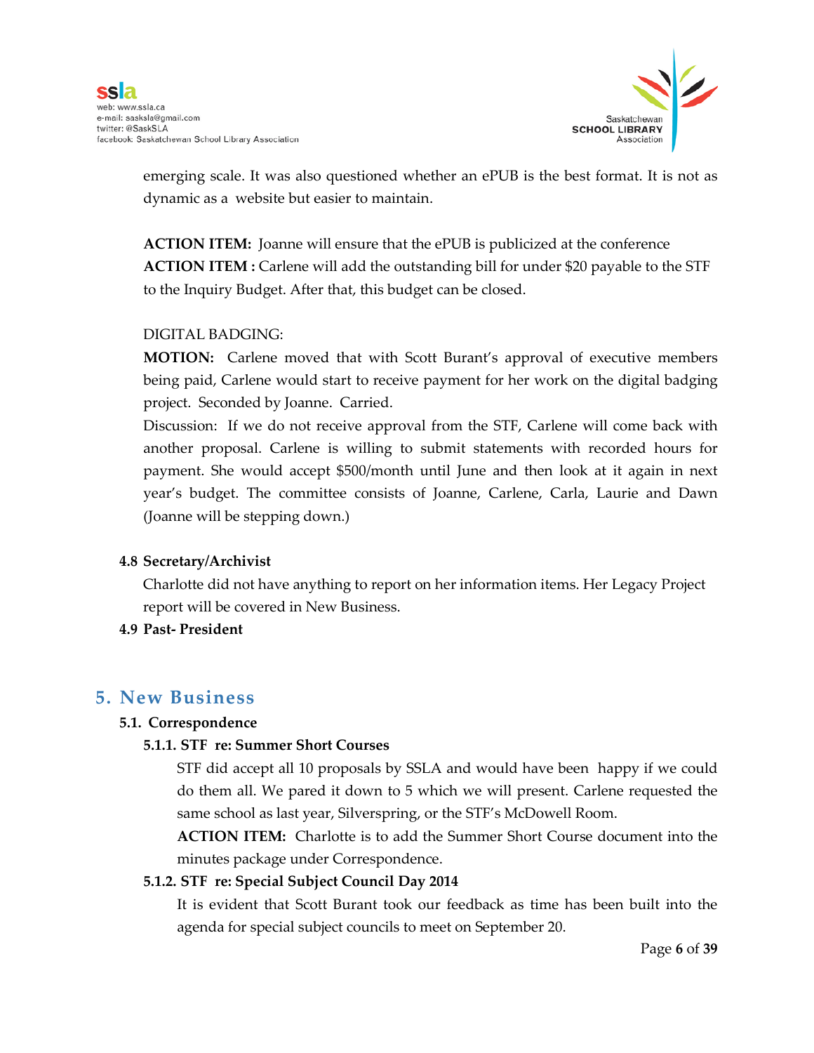emerging scale. It was also questioned whether an ePUB is the best format. It is not as dynamic as a website but easier to maintain.

**ACTION ITEM:** Joanne will ensure that the ePUB is publicized at the conference
**ACTION ITEM :** Carlene will add the outstanding bill for under $20 payable to the STF to the Inquiry Budget. After that, this budget can be closed.

DIGITAL BADGING:
**MOTION:** Carlene moved that with Scott Burant's approval of executive members being paid, Carlene would start to receive payment for her work on the digital badging project. Seconded by Joanne. Carried.
Discussion: If we do not receive approval from the STF, Carlene will come back with another proposal. Carlene is willing to submit statements with recorded hours for payment. She would accept $500/month until June and then look at it again in next year's budget. The committee consists of Joanne, Carlene, Carla, Laurie and Dawn (Joanne will be stepping down.)

**4.8 Secretary/Archivist**

Charlotte did not have anything to report on her information items. Her Legacy Project report will be covered in New Business.

**4.9 Past- President**

## 5. New Business

### 5.1. Correspondence

#### 5.1.1. STF re: Summer Short Courses

STF did accept all 10 proposals by SSLA and would have been happy if we could do them all. We pared it down to 5 which we will present. Carlene requested the same school as last year, Silverspring, or the STF's McDowell Room.

**ACTION ITEM:** Charlotte is to add the Summer Short Course document into the minutes package under Correspondence.

#### 5.1.2. STF re: Special Subject Council Day 2014

It is evident that Scott Burant took our feedback as time has been built into the agenda for special subject councils to meet on September 20.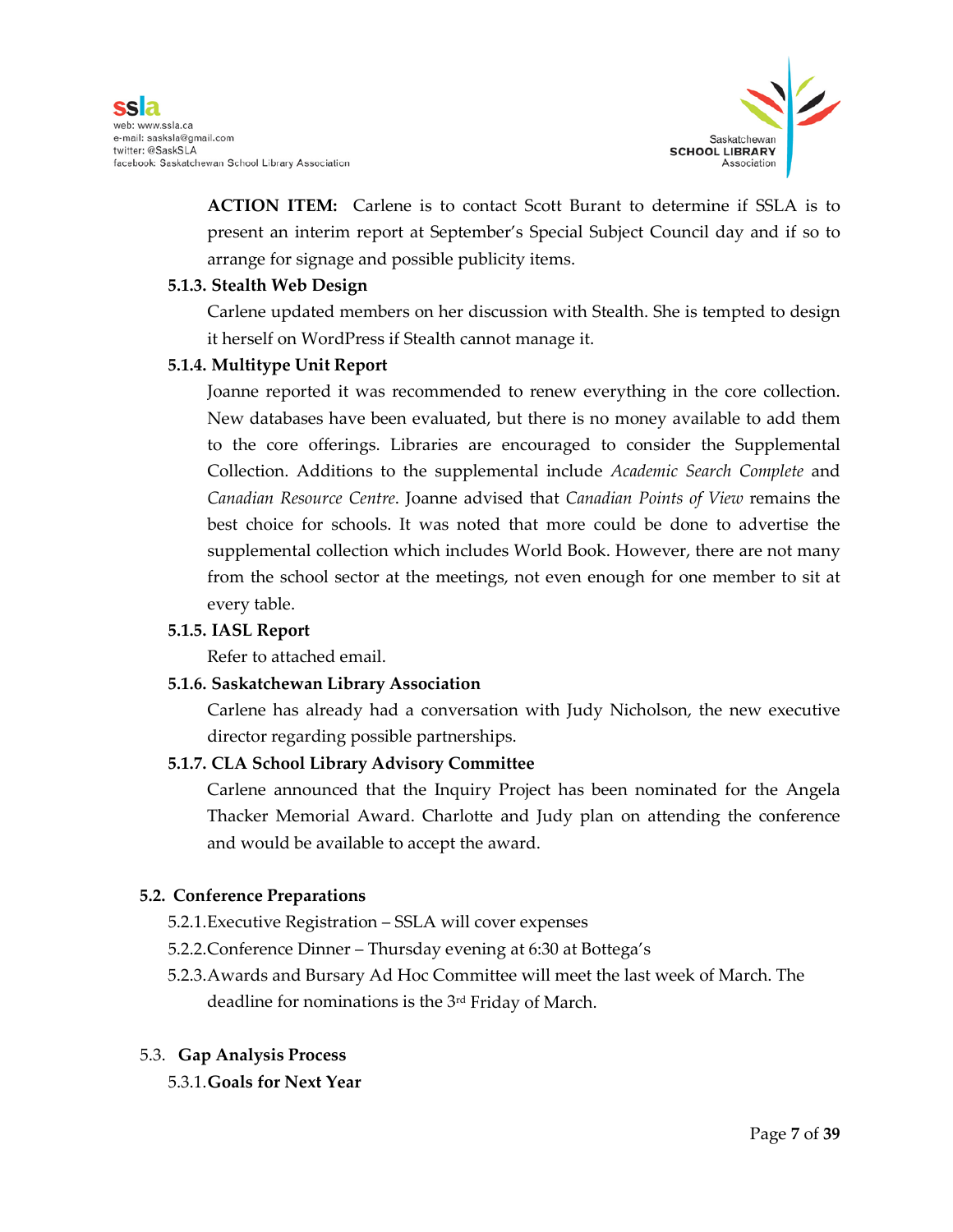**ACTION ITEM:** Carlene is to contact Scott Burant to determine if SSLA is to present an interim report at September's Special Subject Council day and if so to arrange for signage and possible publicity items.

**5.1.3. Stealth Web Design**

Carlene updated members on her discussion with Stealth. She is tempted to design it herself on WordPress if Stealth cannot manage it.

**5.1.4. Multitype Unit Report**

Joanne reported it was recommended to renew everything in the core collection. New databases have been evaluated, but there is no money available to add them to the core offerings. Libraries are encouraged to consider the Supplemental Collection. Additions to the supplemental include *Academic Search Complete* and *Canadian Resource Centre*. Joanne advised that *Canadian Points of View* remains the best choice for schools. It was noted that more could be done to advertise the supplemental collection which includes World Book. However, there are not many from the school sector at the meetings, not even enough for one member to sit at every table.

**5.1.5. IASL Report**

Refer to attached email.

**5.1.6. Saskatchewan Library Association**

Carlene has already had a conversation with Judy Nicholson, the new executive director regarding possible partnerships.

**5.1.7. CLA School Library Advisory Committee**

Carlene announced that the Inquiry Project has been nominated for the Angela Thacker Memorial Award. Charlotte and Judy plan on attending the conference and would be available to accept the award.

**5.2. Conference Preparations**

5.2.1. Executive Registration – SSLA will cover expenses

5.2.2. Conference Dinner – Thursday evening at 6:30 at Bottega's

5.2.3. Awards and Bursary Ad Hoc Committee will meet the last week of March. The deadline for nominations is the 3rd Friday of March.

5.3. **Gap Analysis Process**

5.3.1. **Goals for Next Year**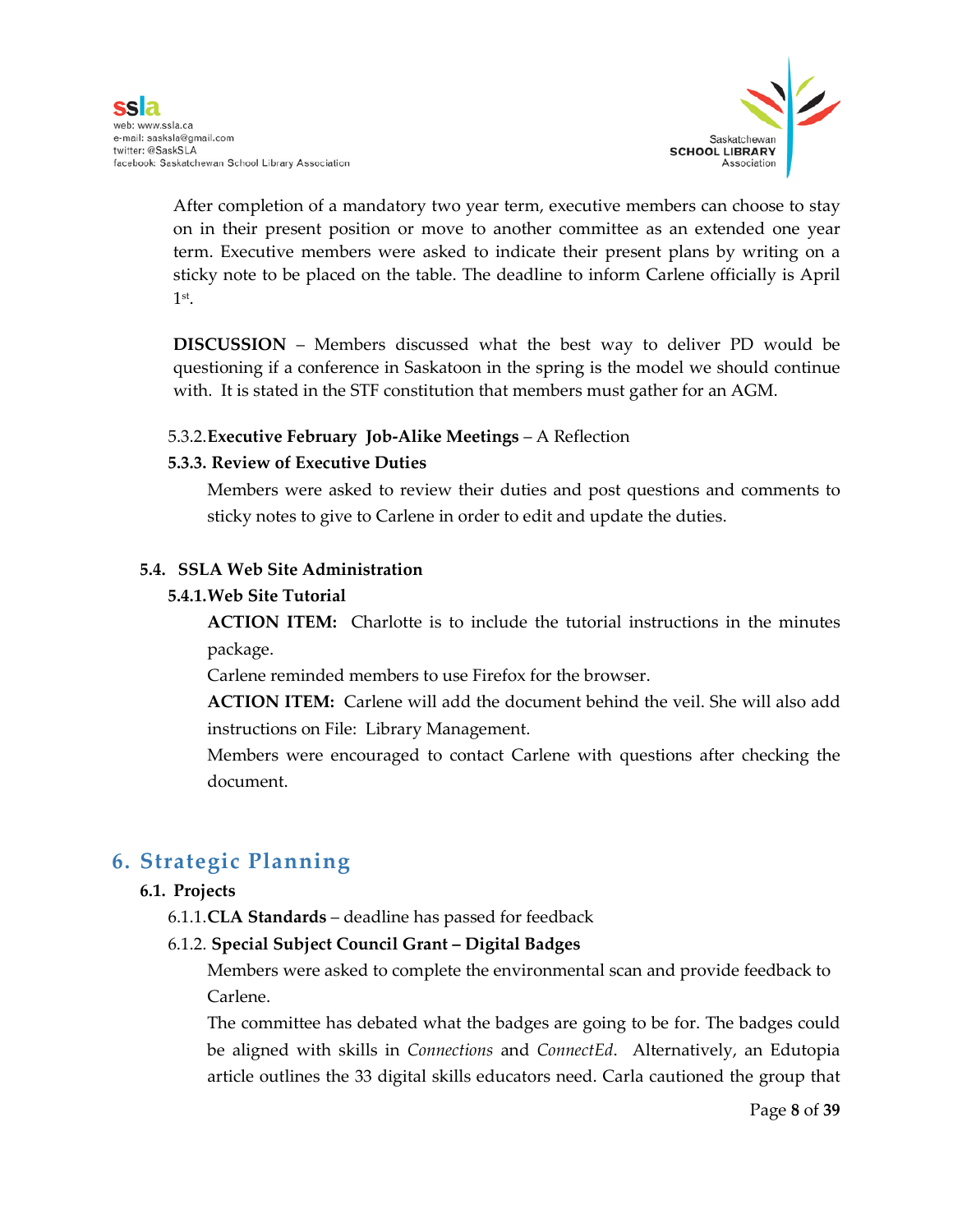After completion of a mandatory two year term, executive members can choose to stay on in their present position or move to another committee as an extended one year term. Executive members were asked to indicate their present plans by writing on a sticky note to be placed on the table. The deadline to inform Carlene officially is April 1st.

**DISCUSSION** – Members discussed what the best way to deliver PD would be questioning if a conference in Saskatoon in the spring is the model we should continue with. It is stated in the STF constitution that members must gather for an AGM.

5.3.2. **Executive February Job-Alike Meetings** – A Reflection

**5.3.3. Review of Executive Duties**

Members were asked to review their duties and post questions and comments to sticky notes to give to Carlene in order to edit and update the duties.

**5.4. SSLA Web Site Administration**

**5.4.1. Web Site Tutorial**

**ACTION ITEM:** Charlotte is to include the tutorial instructions in the minutes package.

Carlene reminded members to use Firefox for the browser.

**ACTION ITEM:** Carlene will add the document behind the veil. She will also add instructions on File: Library Management.

Members were encouraged to contact Carlene with questions after checking the document.

## 6. Strategic Planning

**6.1. Projects**

6.1.1. **CLA Standards** – deadline has passed for feedback

6.1.2. **Special Subject Council Grant – Digital Badges**

Members were asked to complete the environmental scan and provide feedback to Carlene.

The committee has debated what the badges are going to be for. The badges could be aligned with skills in *Connections* and *ConnectEd*. Alternatively, an Edutopia article outlines the 33 digital skills educators need. Carla cautioned the group that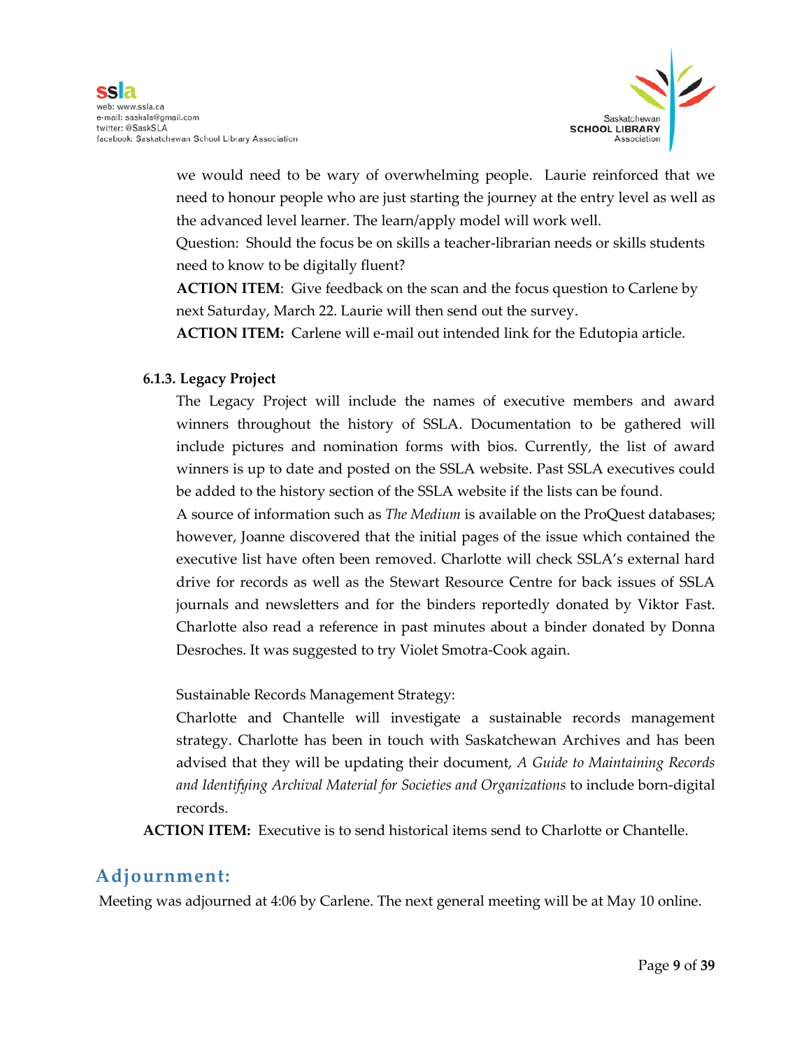we would need to be wary of overwhelming people. Laurie reinforced that we need to honour people who are just starting the journey at the entry level as well as the advanced level learner. The learn/apply model will work well.

Question: Should the focus be on skills a teacher-librarian needs or skills students need to know to be digitally fluent?

**ACTION ITEM**: Give feedback on the scan and the focus question to Carlene by next Saturday, March 22. Laurie will then send out the survey.

**ACTION ITEM:** Carlene will e-mail out intended link for the Edutopia article.

**6.1.3. Legacy Project**

The Legacy Project will include the names of executive members and award winners throughout the history of SSLA. Documentation to be gathered will include pictures and nomination forms with bios. Currently, the list of award winners is up to date and posted on the SSLA website. Past SSLA executives could be added to the history section of the SSLA website if the lists can be found.

A source of information such as *The Medium* is available on the ProQuest databases; however, Joanne discovered that the initial pages of the issue which contained the executive list have often been removed. Charlotte will check SSLA's external hard drive for records as well as the Stewart Resource Centre for back issues of SSLA journals and newsletters and for the binders reportedly donated by Viktor Fast. Charlotte also read a reference in past minutes about a binder donated by Donna Desroches. It was suggested to try Violet Smotra-Cook again.

Sustainable Records Management Strategy:

Charlotte and Chantelle will investigate a sustainable records management strategy. Charlotte has been in touch with Saskatchewan Archives and has been advised that they will be updating their document, *A Guide to Maintaining Records and Identifying Archival Material for Societies and Organizations* to include born-digital records.

**ACTION ITEM:** Executive is to send historical items send to Charlotte or Chantelle.

## Adjournment:

Meeting was adjourned at 4:06 by Carlene. The next general meeting will be at May 10 online.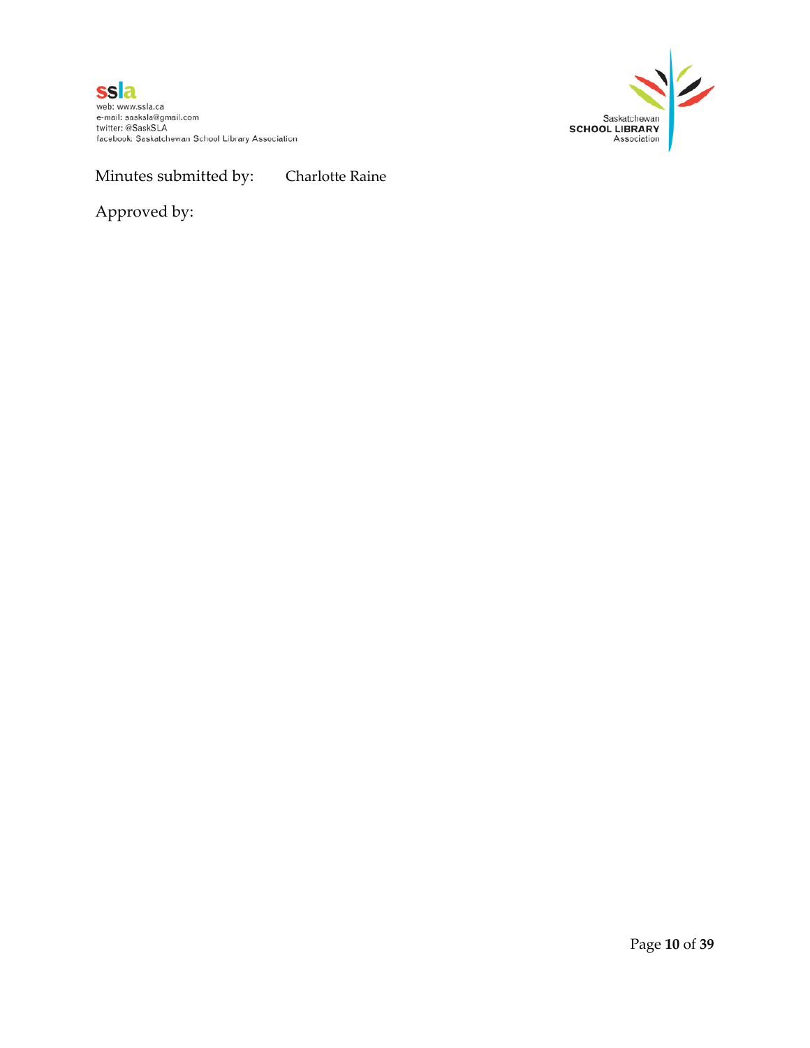Minutes submitted by: Charlotte Raine

Approved by: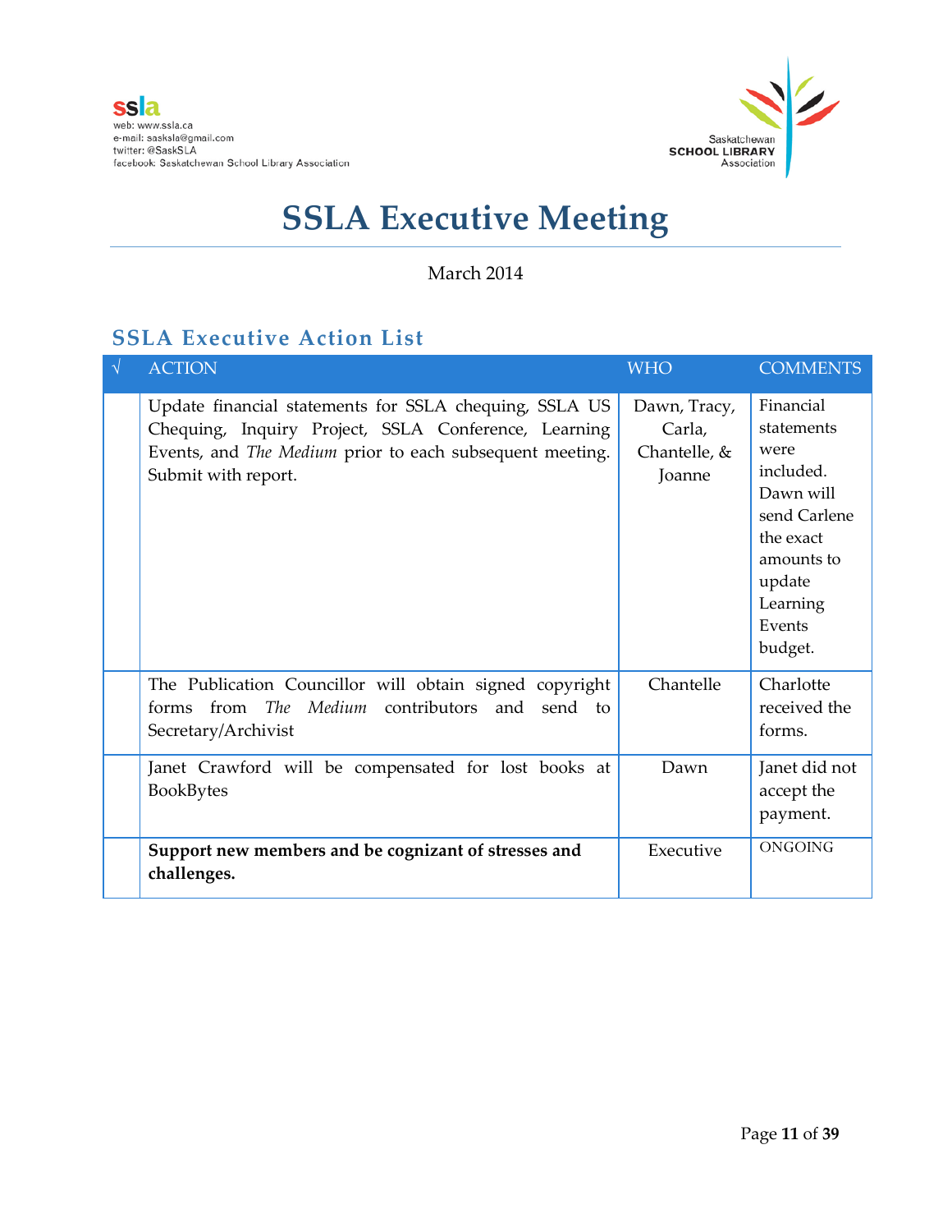ssla
web: www.ssla.ca
e-mail: sasksla@gmail.com
twitter: @SaskSLA
facebook: Saskatchewan School Library Association

Saskatchewan SCHOOL LIBRARY Association

# SSLA Executive Meeting

March 2014

## SSLA Executive Action List

| √ | ACTION | WHO | COMMENTS |
|---|---|---|---|
| | Update financial statements for SSLA chequing, SSLA US Chequing, Inquiry Project, SSLA Conference, Learning Events, and *The Medium* prior to each subsequent meeting. Submit with report. | Dawn, Tracy, Carla, Chantelle, & Joanne | Financial statements were included. Dawn will send Carlene the exact amounts to update Learning Events budget. |
| | The Publication Councillor will obtain signed copyright forms from *The Medium* contributors and send to Secretary/Archivist | Chantelle | Charlotte received the forms. |
| | Janet Crawford will be compensated for lost books at BookBytes | Dawn | Janet did not accept the payment. |
| | **Support new members and be cognizant of stresses and challenges.** | Executive | ONGOING |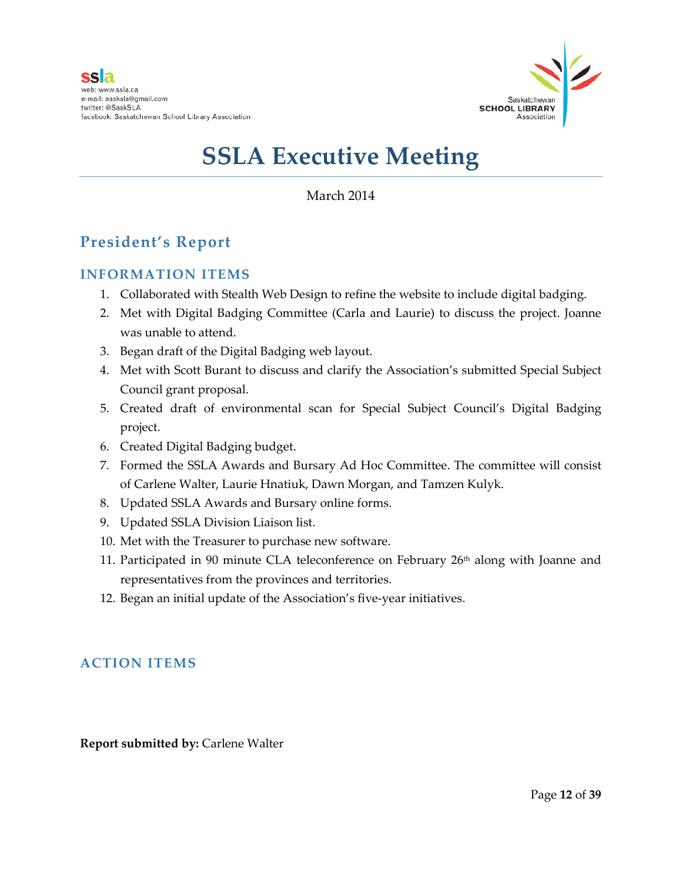ssla
web: www.ssla.ca
e-mail: sasksla@gmail.com
twitter: @SaskSLA
facebook: Saskatchewan School Library Association

Saskatchewan SCHOOL LIBRARY Association

# SSLA Executive Meeting

March 2014

## President's Report

### INFORMATION ITEMS

1. Collaborated with Stealth Web Design to refine the website to include digital badging.
2. Met with Digital Badging Committee (Carla and Laurie) to discuss the project. Joanne was unable to attend.
3. Began draft of the Digital Badging web layout.
4. Met with Scott Burant to discuss and clarify the Association's submitted Special Subject Council grant proposal.
5. Created draft of environmental scan for Special Subject Council's Digital Badging project.
6. Created Digital Badging budget.
7. Formed the SSLA Awards and Bursary Ad Hoc Committee. The committee will consist of Carlene Walter, Laurie Hnatiuk, Dawn Morgan, and Tamzen Kulyk.
8. Updated SSLA Awards and Bursary online forms.
9. Updated SSLA Division Liaison list.
10. Met with the Treasurer to purchase new software.
11. Participated in 90 minute CLA teleconference on February 26th along with Joanne and representatives from the provinces and territories.
12. Began an initial update of the Association's five-year initiatives.

### ACTION ITEMS

**Report submitted by:** Carlene Walter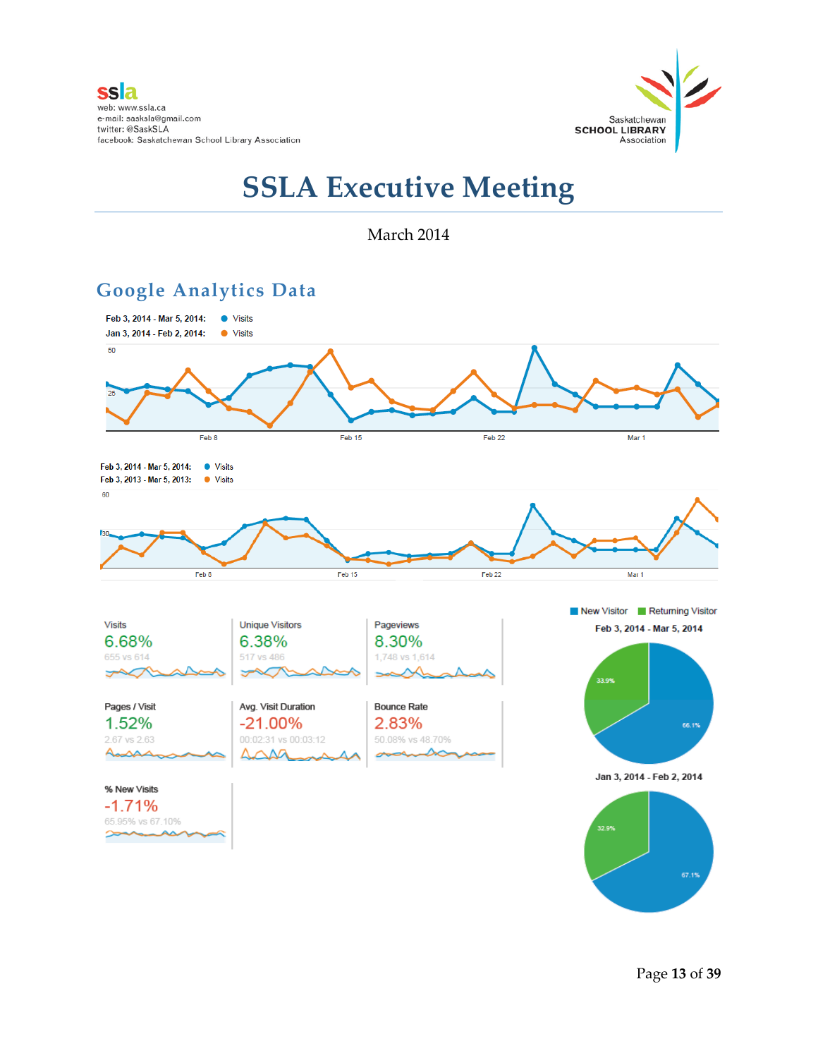ssla
web: www.ssla.ca
e-mail: sasksla@gmail.com
twitter: @SaskSLA
facebook: Saskatchewan School Library Association

Saskatchewan SCHOOL LIBRARY Association

# SSLA Executive Meeting

March 2014

## Google Analytics Data

Feb 3, 2014 - Mar 5, 2014: Visits
Jan 3, 2014 - Feb 2, 2014: Visits

Feb 3, 2014 - Mar 5, 2014: Visits
Feb 3, 2013 - Mar 5, 2013: Visits

| Metric | Change | Comparison |
|---|---|---|
| Visits | 6.68% | 655 vs 614 |
| Unique Visitors | 6.38% | 517 vs 486 |
| Pageviews | 8.30% | 1,748 vs 1,614 |
| Pages / Visit | 1.52% | 2.67 vs 2.63 |
| Avg. Visit Duration | -21.00% | 00:02:31 vs 00:03:12 |
| Bounce Rate | 2.83% | 50.08% vs 48.70% |
| % New Visits | -1.71% | 65.95% vs 67.10% |

New Visitor / Returning Visitor

Feb 3, 2014 - Mar 5, 2014: New Visitor 66.1%, Returning Visitor 33.9%

Jan 3, 2014 - Feb 2, 2014: New Visitor 67.1%, Returning Visitor 32.9%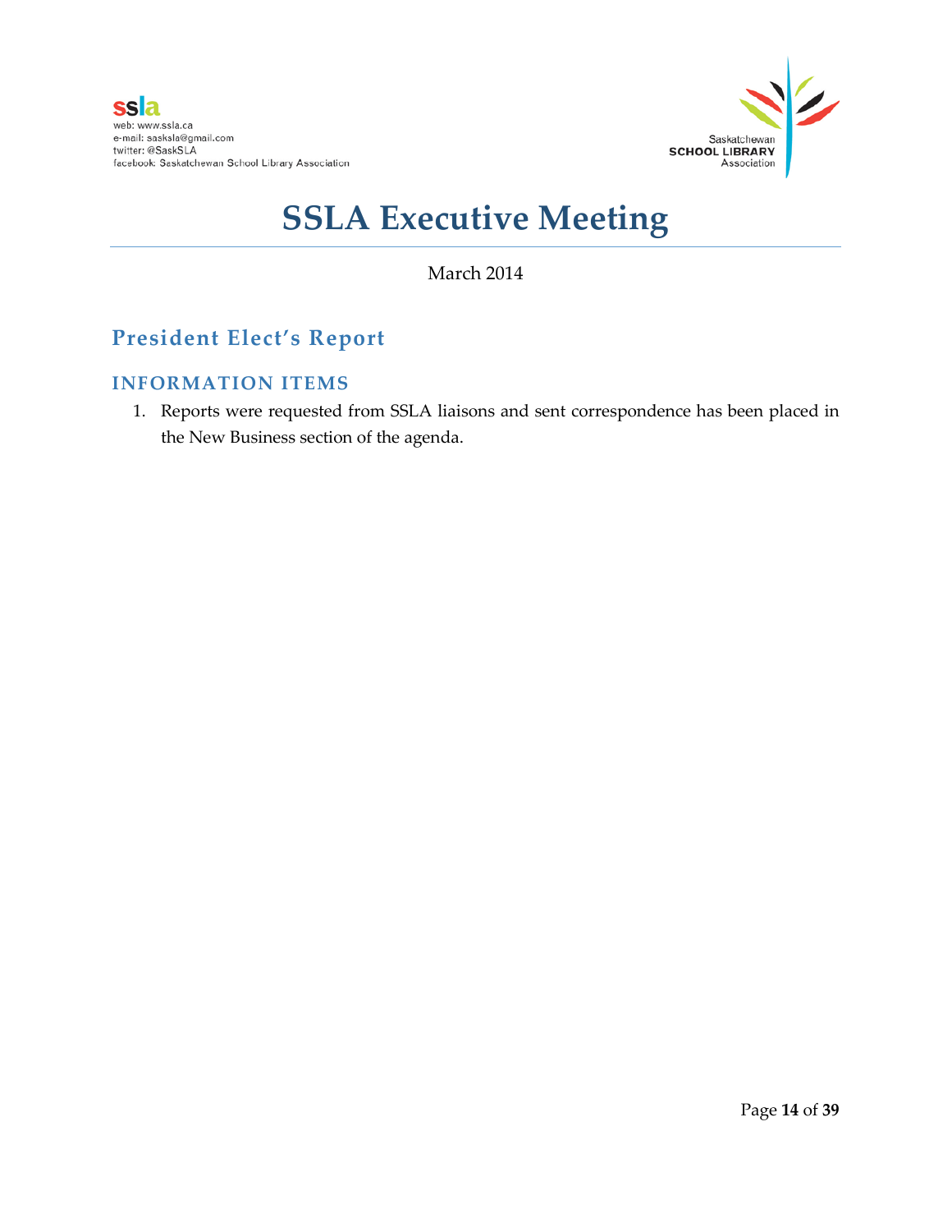# SSLA Executive Meeting

March 2014

## President Elect's Report

### INFORMATION ITEMS

1. Reports were requested from SSLA liaisons and sent correspondence has been placed in the New Business section of the agenda.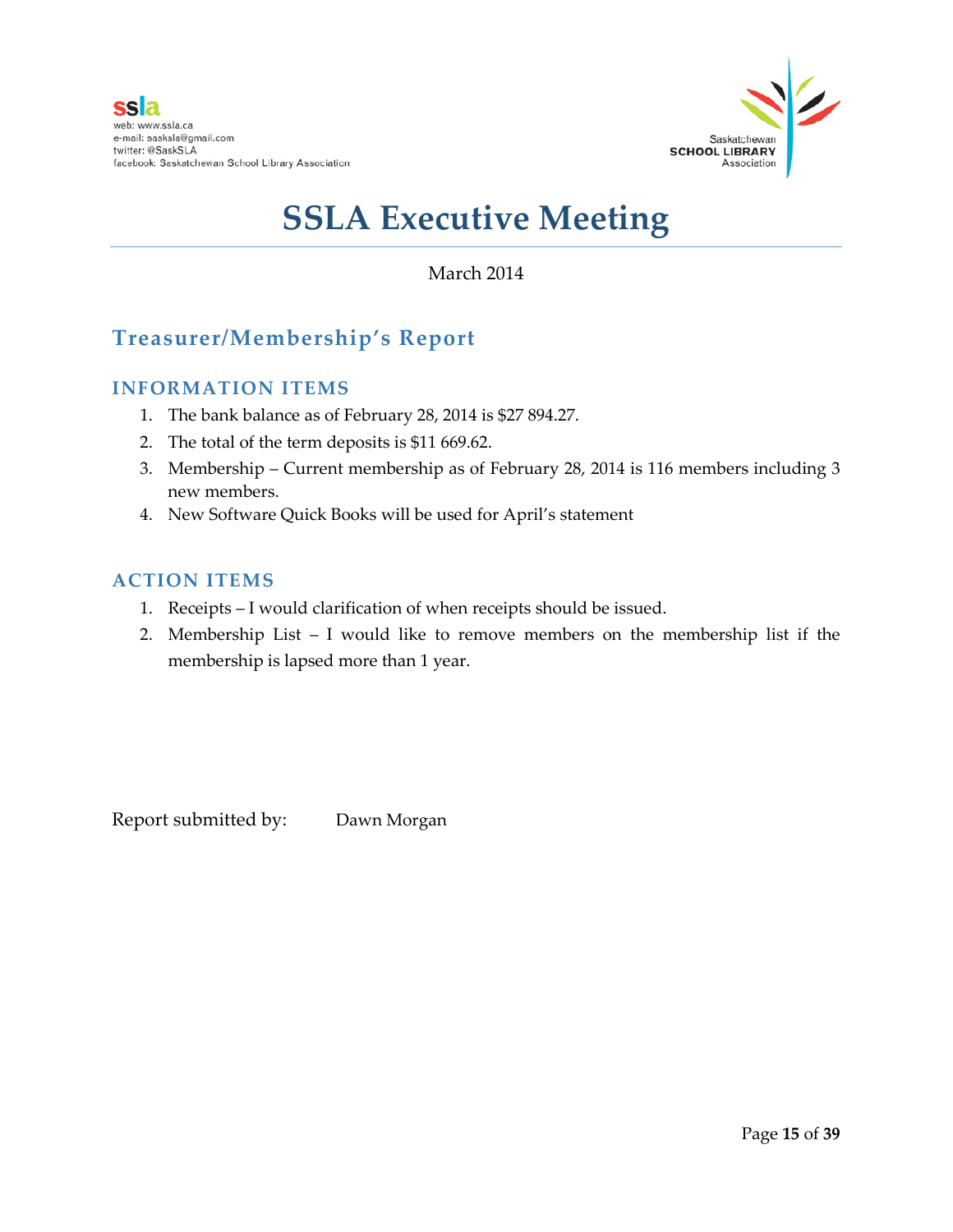ssla

web: www.ssla.ca
e-mail: sasksla@gmail.com
twitter: @SaskSLA
facebook: Saskatchewan School Library Association

Saskatchewan SCHOOL LIBRARY Association

# SSLA Executive Meeting

March 2014

## Treasurer/Membership's Report

### INFORMATION ITEMS

1. The bank balance as of February 28, 2014 is $27 894.27.
2. The total of the term deposits is $11 669.62.
3. Membership – Current membership as of February 28, 2014 is 116 members including 3 new members.
4. New Software Quick Books will be used for April's statement

### ACTION ITEMS

1. Receipts – I would clarification of when receipts should be issued.
2. Membership List – I would like to remove members on the membership list if the membership is lapsed more than 1 year.

Report submitted by: Dawn Morgan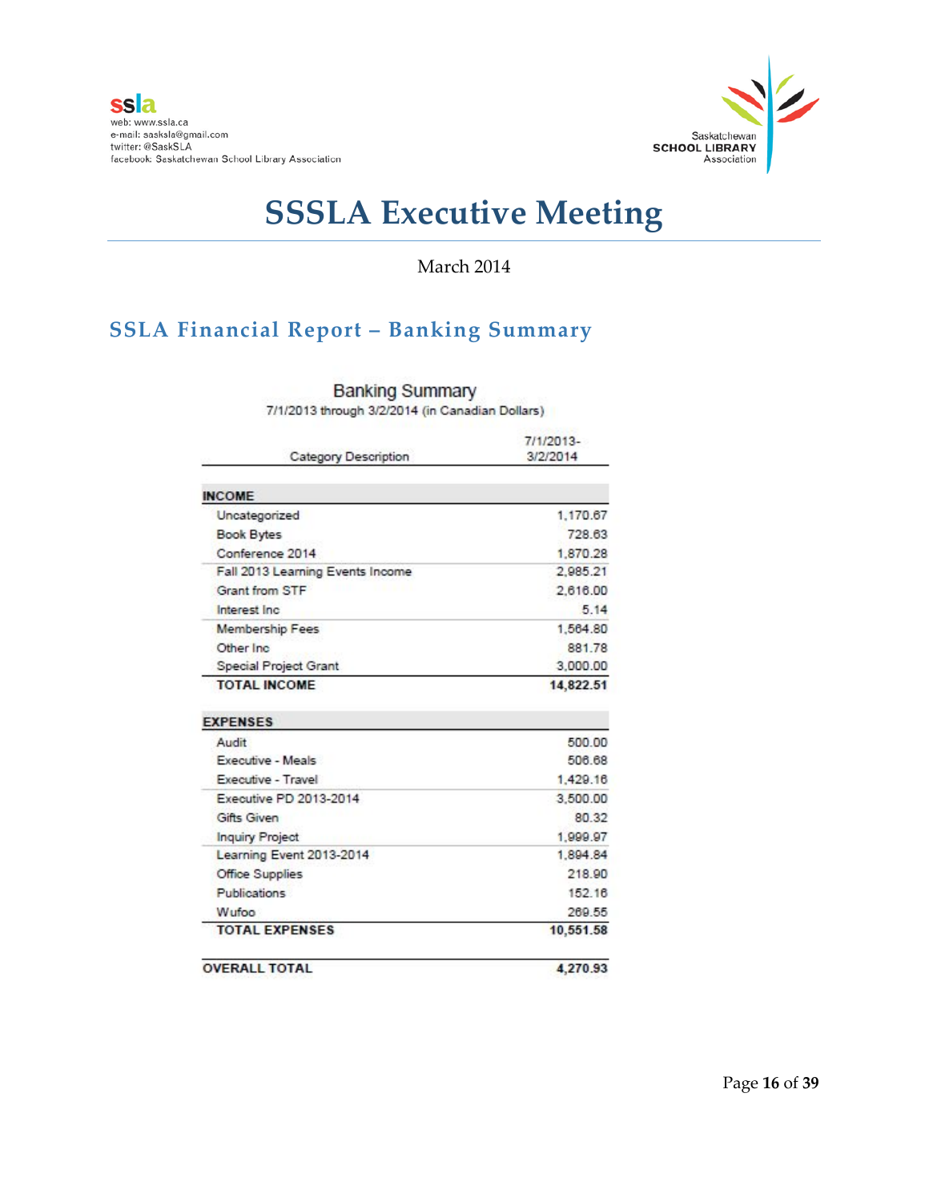ssla
web: www.ssla.ca
e-mail: sasksla@gmail.com
twitter: @SaskSLA
facebook: Saskatchewan School Library Association

Saskatchewan SCHOOL LIBRARY Association

# SSSLA Executive Meeting

March 2014

## SSLA Financial Report – Banking Summary

Banking Summary
7/1/2013 through 3/2/2014 (in Canadian Dollars)

| Category Description | 7/1/2013-3/2/2014 |
|---|---|
| **INCOME** | |
| Uncategorized | 1,170.67 |
| Book Bytes | 728.63 |
| Conference 2014 | 1,870.28 |
| Fall 2013 Learning Events Income | 2,985.21 |
| Grant from STF | 2,616.00 |
| Interest Inc | 5.14 |
| Membership Fees | 1,564.80 |
| Other Inc | 881.78 |
| Special Project Grant | 3,000.00 |
| **TOTAL INCOME** | **14,822.51** |
| **EXPENSES** | |
| Audit | 500.00 |
| Executive - Meals | 506.68 |
| Executive - Travel | 1,429.16 |
| Executive PD 2013-2014 | 3,500.00 |
| Gifts Given | 80.32 |
| Inquiry Project | 1,999.97 |
| Learning Event 2013-2014 | 1,894.84 |
| Office Supplies | 218.90 |
| Publications | 152.16 |
| Wufoo | 269.55 |
| **TOTAL EXPENSES** | **10,551.58** |
| **OVERALL TOTAL** | **4,270.93** |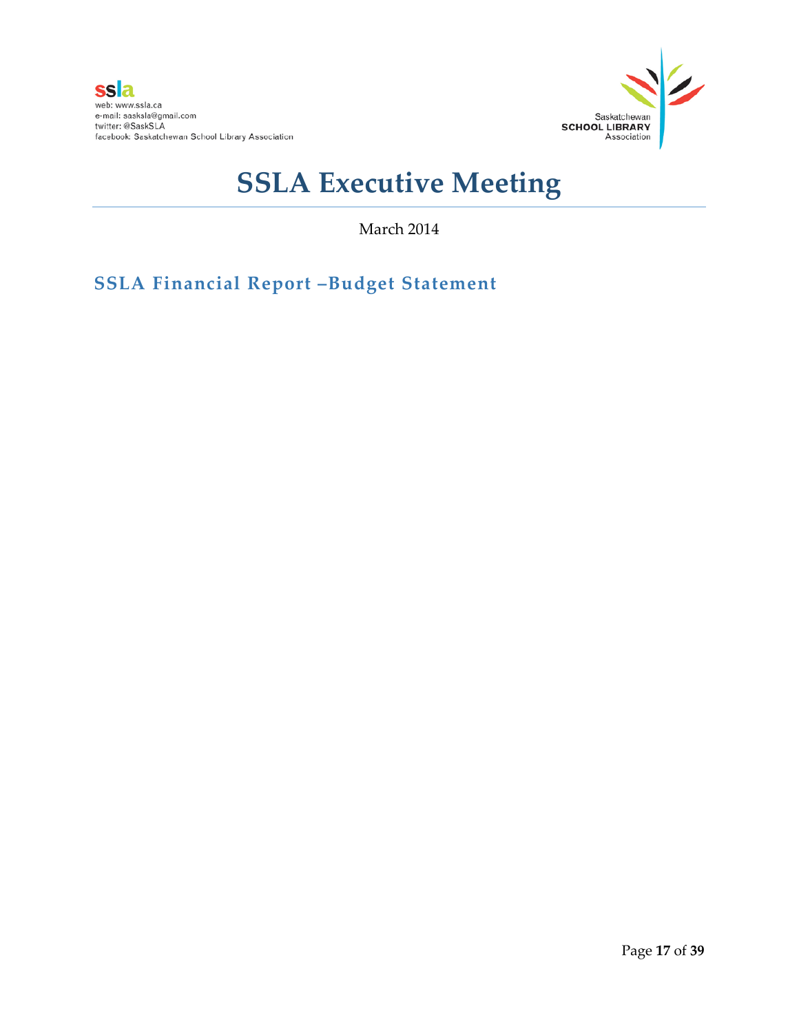# SSLA Executive Meeting

March 2014

## SSLA Financial Report –Budget Statement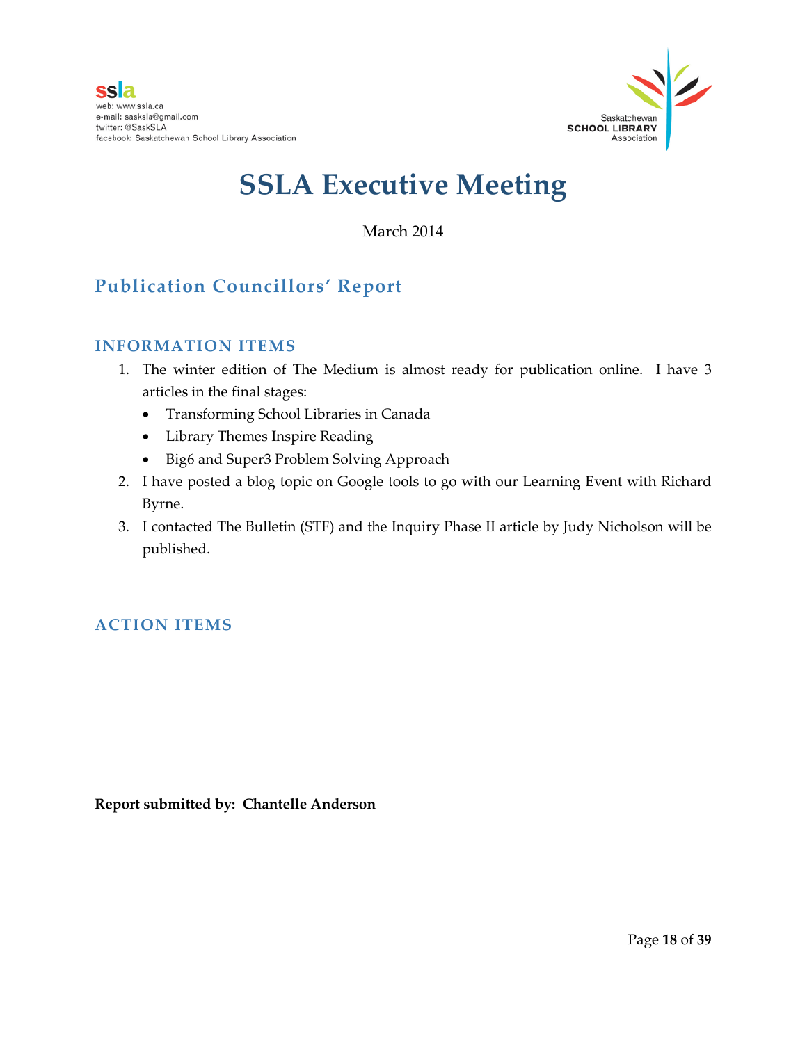ssla
web: www.ssla.ca
e-mail: sasksla@gmail.com
twitter: @SaskSLA
facebook: Saskatchewan School Library Association

Saskatchewan
SCHOOL LIBRARY
Association

# SSLA Executive Meeting

March 2014

## Publication Councillors' Report

### INFORMATION ITEMS

1. The winter edition of The Medium is almost ready for publication online. I have 3 articles in the final stages:
   - Transforming School Libraries in Canada
   - Library Themes Inspire Reading
   - Big6 and Super3 Problem Solving Approach
2. I have posted a blog topic on Google tools to go with our Learning Event with Richard Byrne.
3. I contacted The Bulletin (STF) and the Inquiry Phase II article by Judy Nicholson will be published.

### ACTION ITEMS

**Report submitted by: Chantelle Anderson**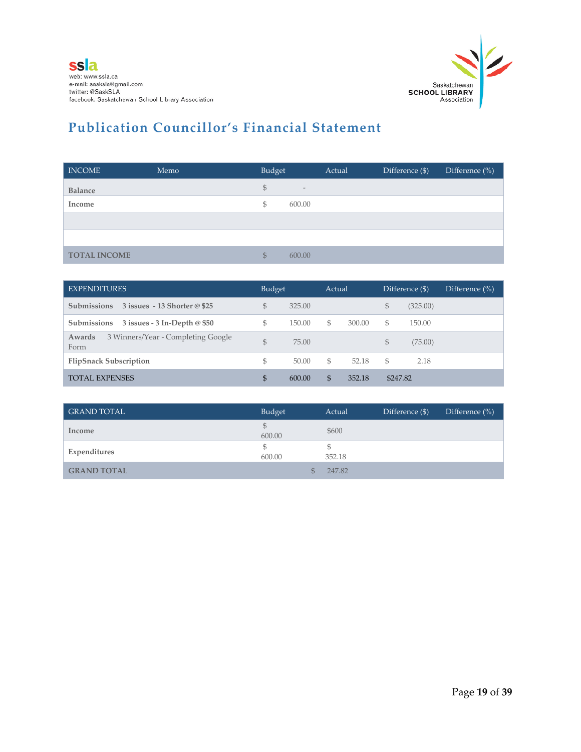ssla
web: www.ssla.ca
e-mail: sasksla@gmail.com
twitter: @SaskSLA
facebook: Saskatchewan School Library Association

Saskatchewan SCHOOL LIBRARY Association

# Publication Councillor's Financial Statement

| INCOME | Memo | Budget | Actual | Difference ($) | Difference (%) |
|---|---|---|---|---|---|
| **Balance** | | $ - | | | |
| **Income** | | $ 600.00 | | | |
| | | | | | |
| | | | | | |
| **TOTAL INCOME** | | $ 600.00 | | | |

| EXPENDITURES | | Budget | Actual | Difference ($) | Difference (%) |
|---|---|---|---|---|---|
| **Submissions** | **3 issues - 13 Shorter @ $25** | $ 325.00 | | $ (325.00) | |
| **Submissions** | **3 issues - 3 In-Depth @ $50** | $ 150.00 | $ 300.00 | $ 150.00 | |
| **Awards** | 3 Winners/Year - Completing Google Form | $ 75.00 | | $ (75.00) | |
| **FlipSnack Subscription** | | $ 50.00 | $ 52.18 | $ 2.18 | |
| TOTAL EXPENSES | | $ 600.00 | $ 352.18 | $247.82 | |

| GRAND TOTAL | Budget | Actual | Difference ($) | Difference (%) |
|---|---|---|---|---|
| **Income** | $ 600.00 | $600 | | |
| **Expenditures** | $ 600.00 | $ 352.18 | | |
| **GRAND TOTAL** | | $ 247.82 | | |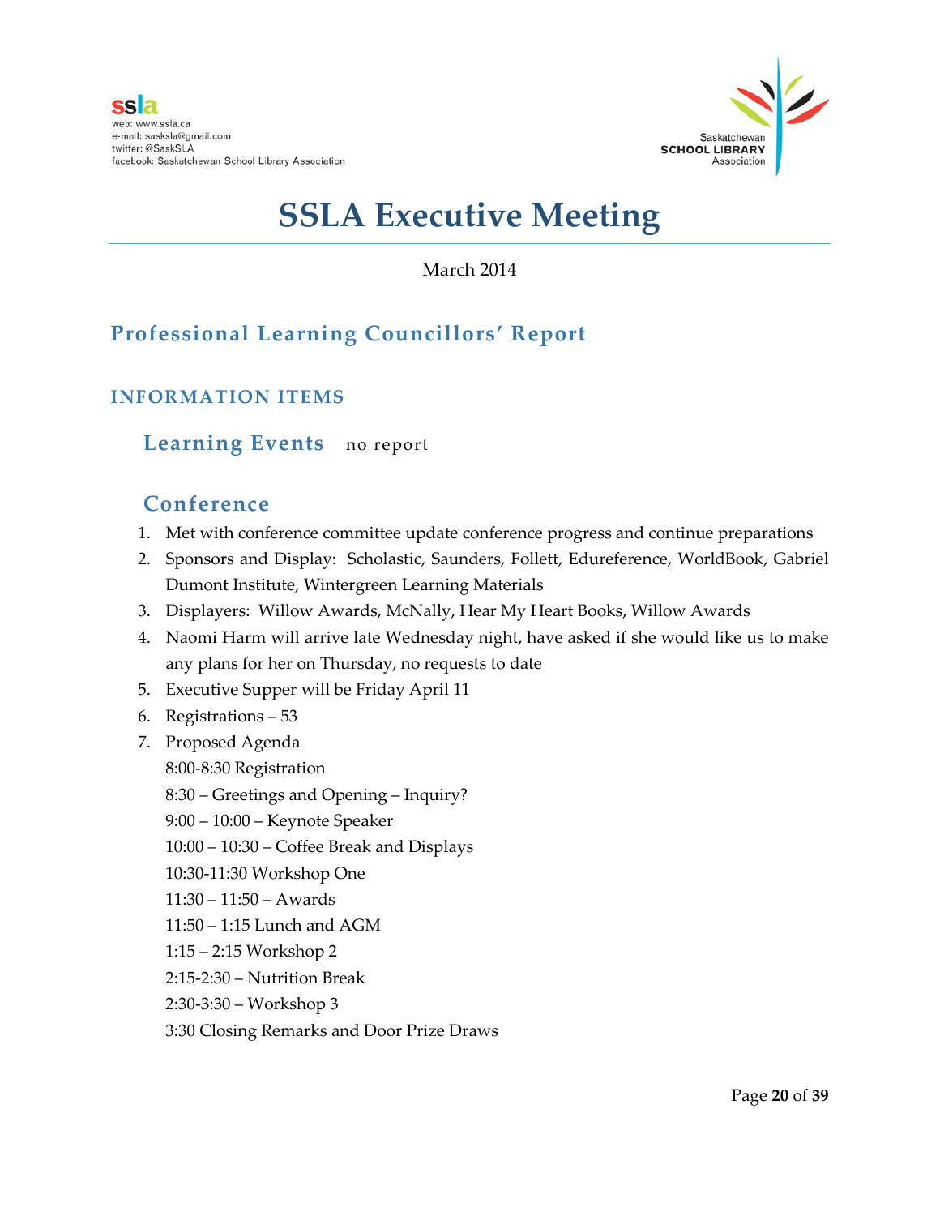# SSLA Executive Meeting

March 2014

## Professional Learning Councillors' Report

### INFORMATION ITEMS

#### Learning Events

no report

#### Conference

1. Met with conference committee update conference progress and continue preparations
2. Sponsors and Display: Scholastic, Saunders, Follett, Edureference, WorldBook, Gabriel Dumont Institute, Wintergreen Learning Materials
3. Displayers: Willow Awards, McNally, Hear My Heart Books, Willow Awards
4. Naomi Harm will arrive late Wednesday night, have asked if she would like us to make any plans for her on Thursday, no requests to date
5. Executive Supper will be Friday April 11
6. Registrations – 53
7. Proposed Agenda

   8:00-8:30 Registration

   8:30 – Greetings and Opening – Inquiry?

   9:00 – 10:00 – Keynote Speaker

   10:00 – 10:30 – Coffee Break and Displays

   10:30-11:30 Workshop One

   11:30 – 11:50 – Awards

   11:50 – 1:15 Lunch and AGM

   1:15 – 2:15 Workshop 2

   2:15-2:30 – Nutrition Break

   2:30-3:30 – Workshop 3

   3:30 Closing Remarks and Door Prize Draws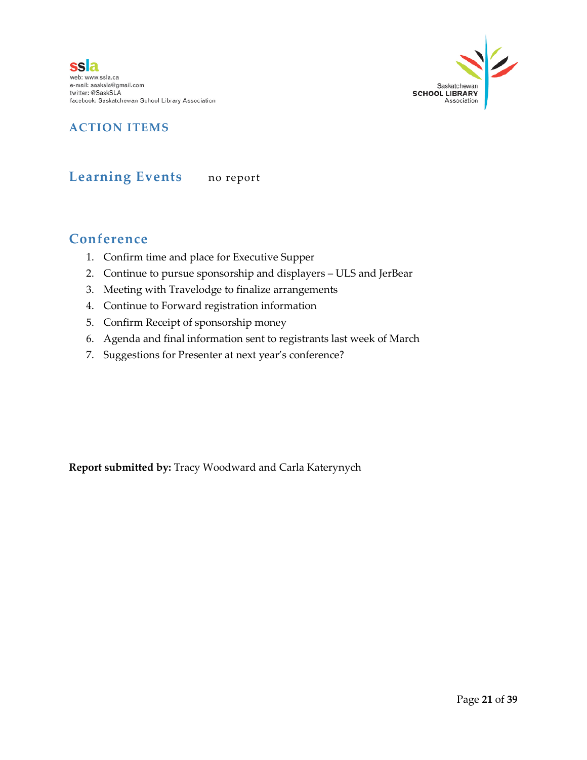## ACTION ITEMS

### Learning Events    no report

### Conference

1. Confirm time and place for Executive Supper
2. Continue to pursue sponsorship and displayers – ULS and JerBear
3. Meeting with Travelodge to finalize arrangements
4. Continue to Forward registration information
5. Confirm Receipt of sponsorship money
6. Agenda and final information sent to registrants last week of March
7. Suggestions for Presenter at next year's conference?

**Report submitted by:** Tracy Woodward and Carla Katerynych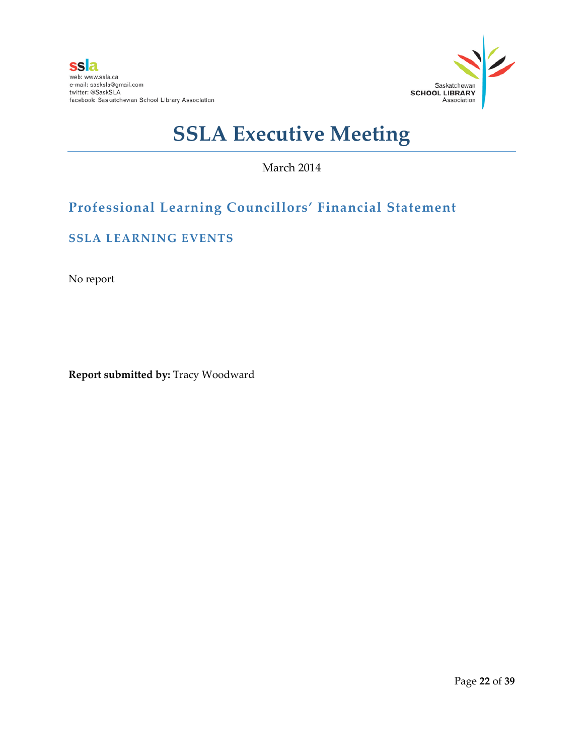# SSLA Executive Meeting

March 2014

## Professional Learning Councillors' Financial Statement

### SSLA LEARNING EVENTS

No report

**Report submitted by:** Tracy Woodward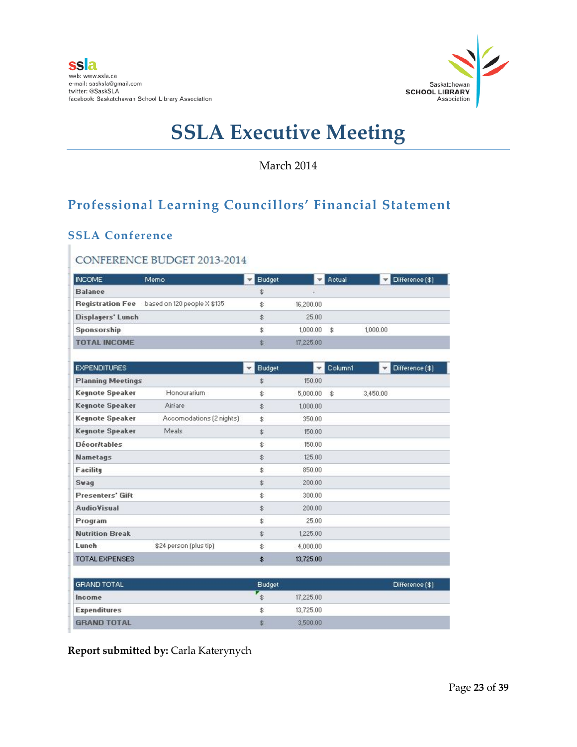ssla
web: www.ssla.ca
e-mail: sasksla@gmail.com
twitter: @SaskSLA
facebook: Saskatchewan School Library Association

Saskatchewan **SCHOOL LIBRARY** Association

# SSLA Executive Meeting

March 2014

## Professional Learning Councillors' Financial Statement

### SSLA Conference

CONFERENCE BUDGET 2013-2014

| INCOME | Memo | Budget | Actual | Difference ($) |
|---|---|---|---|---|
| **Balance** | | $ - | | |
| **Registration Fee** | based on 120 people X $135 | $ 16,200.00 | | |
| **Displayers' Lunch** | | $ 25.00 | | |
| **Sponsorship** | | $ 1,000.00 | $ 1,000.00 | |
| **TOTAL INCOME** | | $ 17,225.00 | | |

| EXPENDITURES | | Budget | Column1 | Difference ($) |
|---|---|---|---|---|
| **Planning Meetings** | | $ 150.00 | | |
| **Keynote Speaker** | Honourarium | $ 5,000.00 | $ 3,450.00 | |
| **Keynote Speaker** | Airfare | $ 1,000.00 | | |
| **Keynote Speaker** | Accomodations (2 nights) | $ 350.00 | | |
| **Keynote Speaker** | Meals | $ 150.00 | | |
| **Décor/tables** | | $ 150.00 | | |
| **Nametags** | | $ 125.00 | | |
| **Facility** | | $ 850.00 | | |
| **Swag** | | $ 200.00 | | |
| **Presenters' Gift** | | $ 300.00 | | |
| **AudioVisual** | | $ 200.00 | | |
| **Program** | | $ 25.00 | | |
| **Nutrition Break** | | $ 1,225.00 | | |
| **Lunch** | $24 person (plus tip) | $ 4,000.00 | | |
| TOTAL EXPENSES | | **$ 13,725.00** | | |

| GRAND TOTAL | Budget | Difference ($) |
|---|---|---|
| **Income** | $ 17,225.00 | |
| **Expenditures** | $ 13,725.00 | |
| **GRAND TOTAL** | $ 3,500.00 | |

**Report submitted by:** Carla Katerynych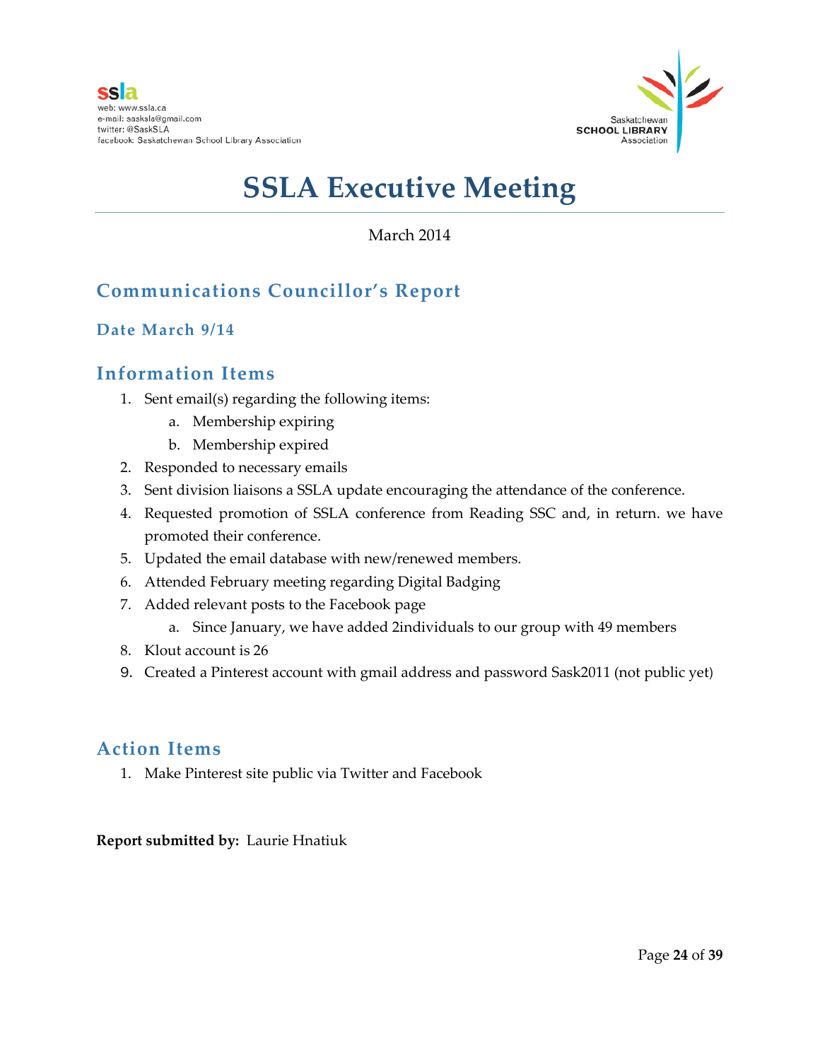ssla
web: www.ssla.ca
e-mail: sasksla@gmail.com
twitter: @SaskSLA
facebook: Saskatchewan School Library Association

Saskatchewan SCHOOL LIBRARY Association

# SSLA Executive Meeting

March 2014

## Communications Councillor's Report

### Date March 9/14

## Information Items

1. Sent email(s) regarding the following items:
   a. Membership expiring
   b. Membership expired
2. Responded to necessary emails
3. Sent division liaisons a SSLA update encouraging the attendance of the conference.
4. Requested promotion of SSLA conference from Reading SSC and, in return. we have promoted their conference.
5. Updated the email database with new/renewed members.
6. Attended February meeting regarding Digital Badging
7. Added relevant posts to the Facebook page
   a. Since January, we have added 2individuals to our group with 49 members
8. Klout account is 26
9. Created a Pinterest account with gmail address and password Sask2011 (not public yet)

## Action Items

1. Make Pinterest site public via Twitter and Facebook

**Report submitted by:** Laurie Hnatiuk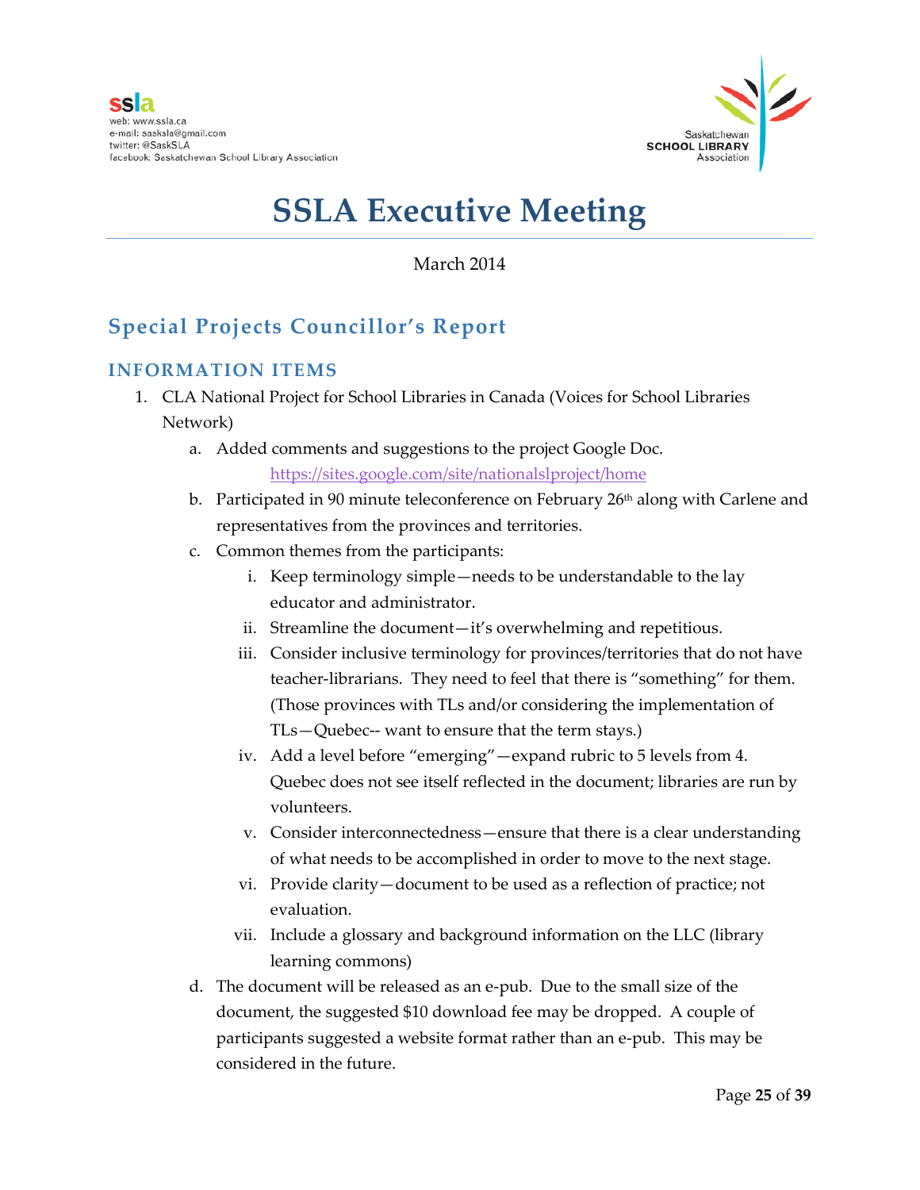ssla
web: www.ssla.ca
e-mail: sasksla@gmail.com
twitter: @SaskSLA
facebook: Saskatchewan School Library Association

Saskatchewan SCHOOL LIBRARY Association

# SSLA Executive Meeting

March 2014

## Special Projects Councillor's Report

### INFORMATION ITEMS

1. CLA National Project for School Libraries in Canada (Voices for School Libraries Network)
   a. Added comments and suggestions to the project Google Doc.
      https://sites.google.com/site/nationalslproject/home
   b. Participated in 90 minute teleconference on February 26th along with Carlene and representatives from the provinces and territories.
   c. Common themes from the participants:
      i. Keep terminology simple—needs to be understandable to the lay educator and administrator.
      ii. Streamline the document—it's overwhelming and repetitious.
      iii. Consider inclusive terminology for provinces/territories that do not have teacher-librarians. They need to feel that there is "something" for them. (Those provinces with TLs and/or considering the implementation of TLs—Quebec-- want to ensure that the term stays.)
      iv. Add a level before "emerging"—expand rubric to 5 levels from 4. Quebec does not see itself reflected in the document; libraries are run by volunteers.
      v. Consider interconnectedness—ensure that there is a clear understanding of what needs to be accomplished in order to move to the next stage.
      vi. Provide clarity—document to be used as a reflection of practice; not evaluation.
      vii. Include a glossary and background information on the LLC (library learning commons)
   d. The document will be released as an e-pub. Due to the small size of the document, the suggested $10 download fee may be dropped. A couple of participants suggested a website format rather than an e-pub. This may be considered in the future.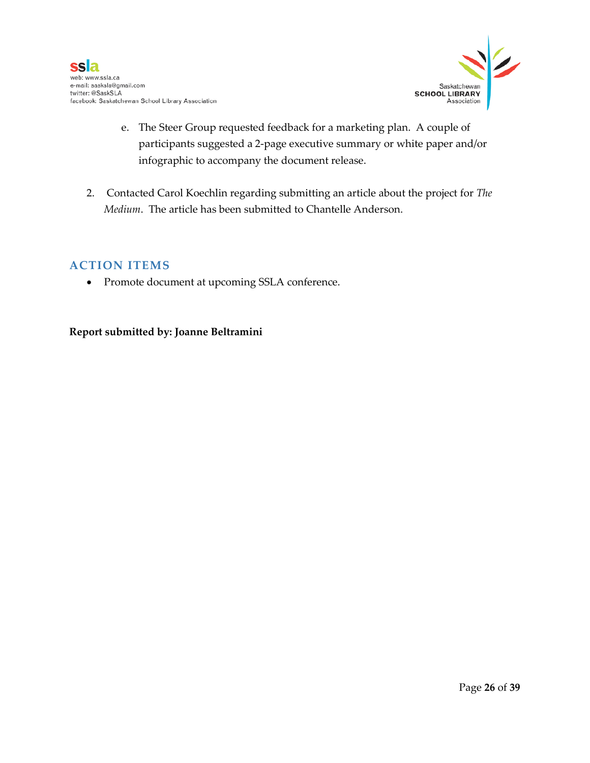e. The Steer Group requested feedback for a marketing plan. A couple of participants suggested a 2-page executive summary or white paper and/or infographic to accompany the document release.

2. Contacted Carol Koechlin regarding submitting an article about the project for *The Medium*. The article has been submitted to Chantelle Anderson.

## ACTION ITEMS

- Promote document at upcoming SSLA conference.

**Report submitted by: Joanne Beltramini**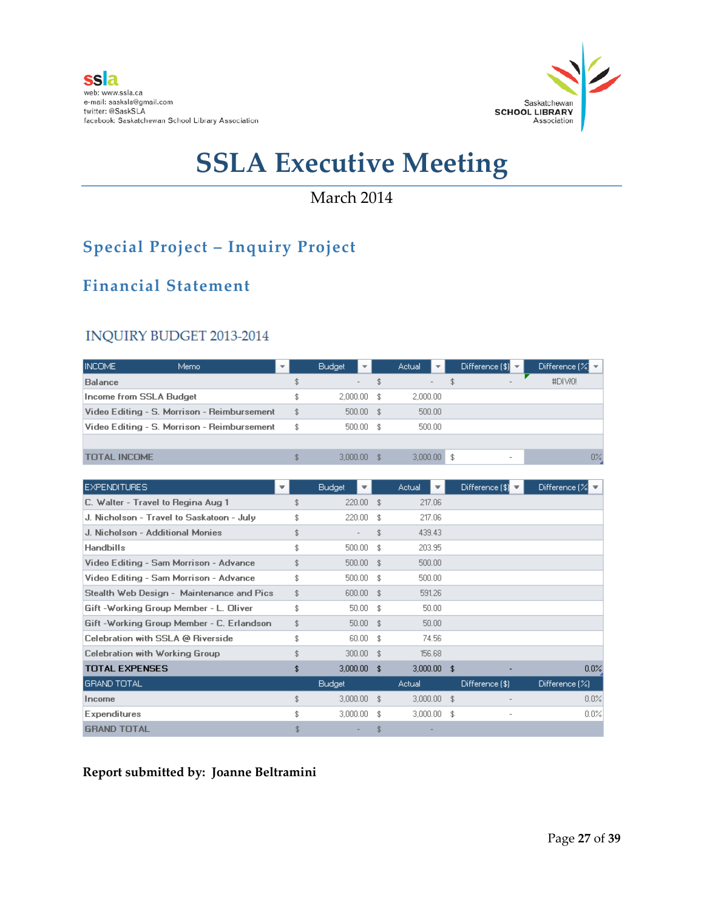ssla
web: www.ssla.ca
e-mail: sasksla@gmail.com
twitter: @SaskSLA
facebook: Saskatchewan School Library Association

Saskatchewan SCHOOL LIBRARY Association

# SSLA Executive Meeting

March 2014

## Special Project – Inquiry Project

## Financial Statement

### INQUIRY BUDGET 2013-2014

| INCOME | Memo | Budget | Actual | Difference ($) | Difference (%) |
|---|---|---|---|---|---|
| Balance | | $ - | $ - | $ - | #DIV/0! |
| Income from SSLA Budget | | $ 2,000.00 | $ 2,000.00 | | |
| Video Editing - S. Morrison - Reimbursement | | $ 500.00 | $ 500.00 | | |
| Video Editing - S. Morrison - Reimbursement | | $ 500.00 | $ 500.00 | | |
| | | | | | |
| TOTAL INCOME | | $ 3,000.00 | $ 3,000.00 | $ - | 0% |

| EXPENDITURES | Budget | Actual | Difference ($) | Difference (%) |
|---|---|---|---|---|
| C. Walter - Travel to Regina Aug 1 | $ 220.00 | $ 217.06 | | |
| J. Nicholson - Travel to Saskatoon - July | $ 220.00 | $ 217.06 | | |
| J. Nicholson - Additional Monies | $ - | $ 439.43 | | |
| Handbills | $ 500.00 | $ 203.95 | | |
| Video Editing - Sam Morrison - Advance | $ 500.00 | $ 500.00 | | |
| Video Editing - Sam Morrison - Advance | $ 500.00 | $ 500.00 | | |
| Stealth Web Design - Maintenance and Pics | $ 600.00 | $ 591.26 | | |
| Gift -Working Group Member - L. Oliver | $ 50.00 | $ 50.00 | | |
| Gift -Working Group Member - C. Erlandson | $ 50.00 | $ 50.00 | | |
| Celebration with SSLA @ Riverside | $ 60.00 | $ 74.56 | | |
| Celebration with Working Group | $ 300.00 | $ 156.68 | | |
| **TOTAL EXPENSES** | **$ 3,000.00** | **$ 3,000.00** | $ - | 0.0% |

| GRAND TOTAL | Budget | Actual | Difference ($) | Difference (%) |
|---|---|---|---|---|
| Income | $ 3,000.00 | $ 3,000.00 | $ - | 0.0% |
| Expenditures | $ 3,000.00 | $ 3,000.00 | $ - | 0.0% |
| GRAND TOTAL | $ - | $ - | | |

**Report submitted by: Joanne Beltramini**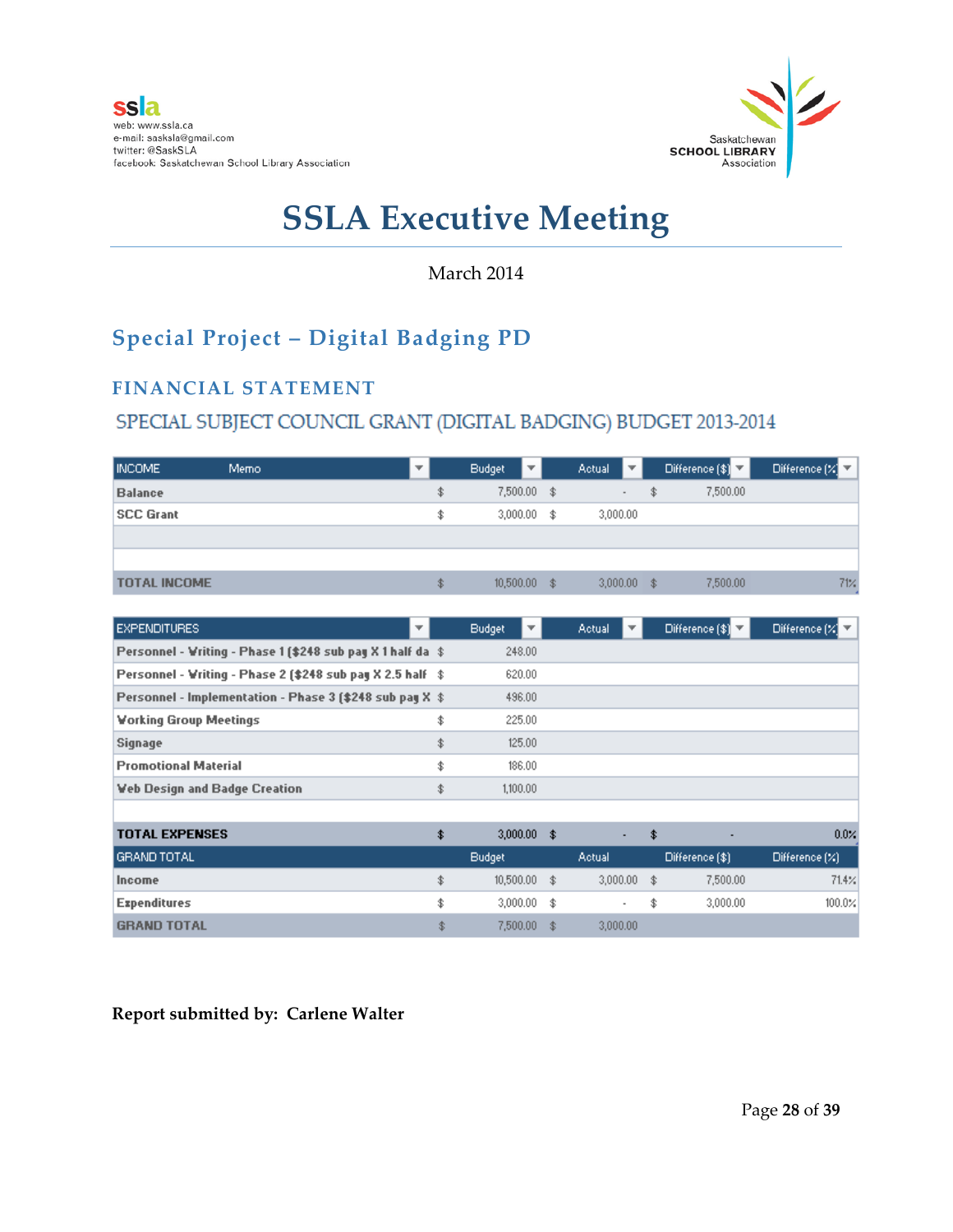ssla
web: www.ssla.ca
e-mail: sasksla@gmail.com
twitter: @SaskSLA
facebook: Saskatchewan School Library Association

Saskatchewan SCHOOL LIBRARY Association

# SSLA Executive Meeting

March 2014

## Special Project – Digital Badging PD

### FINANCIAL STATEMENT

SPECIAL SUBJECT COUNCIL GRANT (DIGITAL BADGING) BUDGET 2013-2014

| INCOME | Memo | Budget | Actual | Difference ($) | Difference (%) |
|---|---|---|---|---|---|
| Balance | | $ 7,500.00 | $ - | $ 7,500.00 | |
| SCC Grant | | $ 3,000.00 | $ 3,000.00 | | |
| | | | | | |
| | | | | | |
| TOTAL INCOME | | $ 10,500.00 | $ 3,000.00 | $ 7,500.00 | 71% |

| EXPENDITURES | Budget | Actual | Difference ($) | Difference (%) |
|---|---|---|---|---|
| Personnel - Writing - Phase 1 ($248 sub pay X 1 half da | $ 248.00 | | | |
| Personnel - Writing - Phase 2 ($248 sub pay X 2.5 half | $ 620.00 | | | |
| Personnel - Implementation - Phase 3 ($248 sub pay X | $ 496.00 | | | |
| Working Group Meetings | $ 225.00 | | | |
| Signage | $ 125.00 | | | |
| Promotional Material | $ 186.00 | | | |
| Web Design and Badge Creation | $ 1,100.00 | | | |
| | | | | |
| **TOTAL EXPENSES** | **$ 3,000.00** | **$ -** | **$ -** | **0.0%** |

| GRAND TOTAL | Budget | Actual | Difference ($) | Difference (%) |
|---|---|---|---|---|
| Income | $ 10,500.00 | $ 3,000.00 | $ 7,500.00 | 71.4% |
| Expenditures | $ 3,000.00 | $ - | $ 3,000.00 | 100.0% |
| GRAND TOTAL | $ 7,500.00 | $ 3,000.00 | | |

**Report submitted by: Carlene Walter**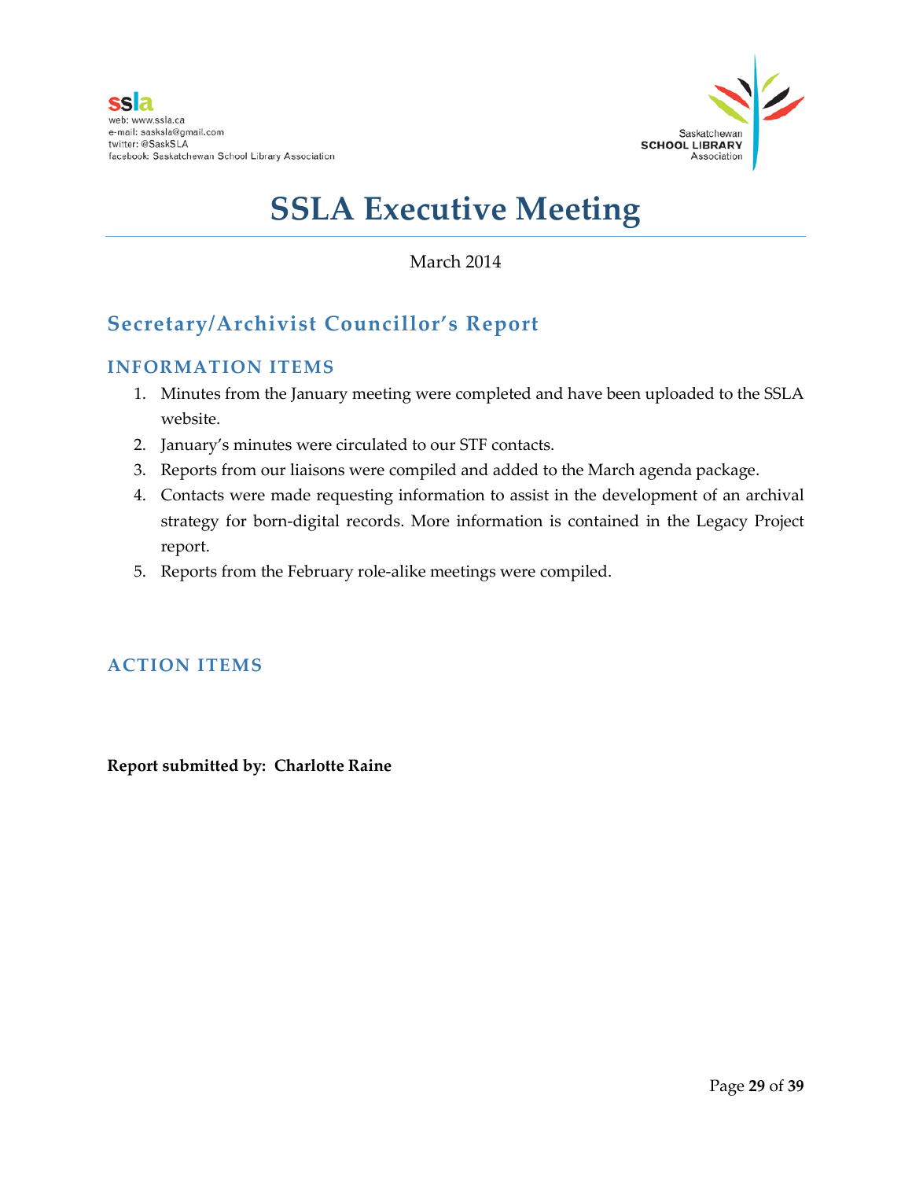# SSLA Executive Meeting

March 2014

## Secretary/Archivist Councillor's Report

### INFORMATION ITEMS

1. Minutes from the January meeting were completed and have been uploaded to the SSLA website.
2. January's minutes were circulated to our STF contacts.
3. Reports from our liaisons were compiled and added to the March agenda package.
4. Contacts were made requesting information to assist in the development of an archival strategy for born-digital records. More information is contained in the Legacy Project report.
5. Reports from the February role-alike meetings were compiled.

### ACTION ITEMS

**Report submitted by: Charlotte Raine**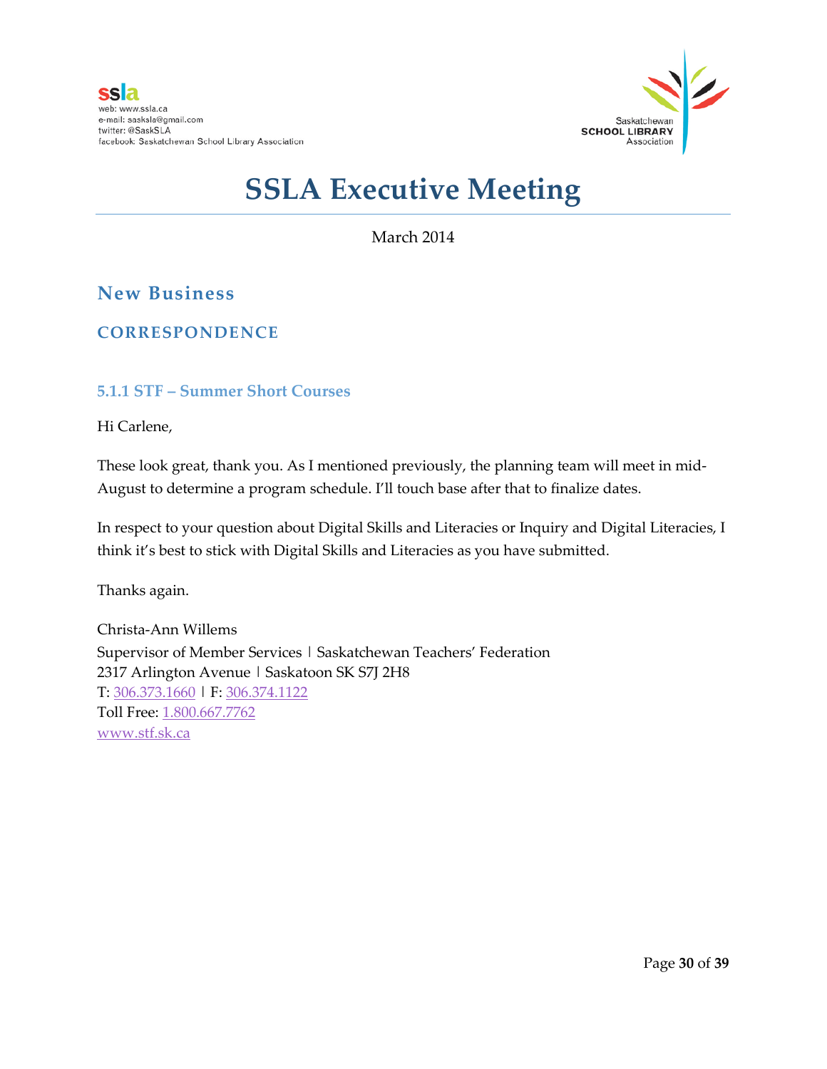ssla
web: www.ssla.ca
e-mail: sasksla@gmail.com
twitter: @SaskSLA
facebook: Saskatchewan School Library Association

Saskatchewan SCHOOL LIBRARY Association

# SSLA Executive Meeting

March 2014

## New Business

### CORRESPONDENCE

#### 5.1.1 STF – Summer Short Courses

Hi Carlene,

These look great, thank you. As I mentioned previously, the planning team will meet in mid-August to determine a program schedule. I'll touch base after that to finalize dates.

In respect to your question about Digital Skills and Literacies or Inquiry and Digital Literacies, I think it's best to stick with Digital Skills and Literacies as you have submitted.

Thanks again.

Christa-Ann Willems
Supervisor of Member Services | Saskatchewan Teachers' Federation
2317 Arlington Avenue | Saskatoon SK S7J 2H8
T: 306.373.1660 | F: 306.374.1122
Toll Free: 1.800.667.7762
www.stf.sk.ca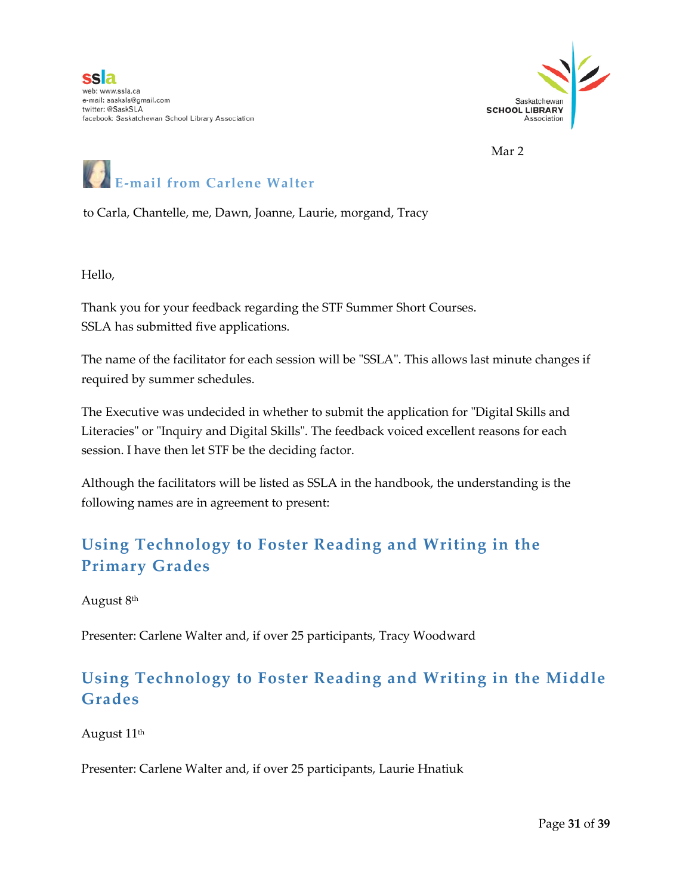ssla
web: www.ssla.ca
e-mail: sasksla@gmail.com
twitter: @SaskSLA
facebook: Saskatchewan School Library Association

Saskatchewan SCHOOL LIBRARY Association

Mar 2

## E-mail from Carlene Walter

to Carla, Chantelle, me, Dawn, Joanne, Laurie, morgand, Tracy

Hello,

Thank you for your feedback regarding the STF Summer Short Courses.
SSLA has submitted five applications.

The name of the facilitator for each session will be "SSLA". This allows last minute changes if required by summer schedules.

The Executive was undecided in whether to submit the application for "Digital Skills and Literacies" or "Inquiry and Digital Skills". The feedback voiced excellent reasons for each session. I have then let STF be the deciding factor.

Although the facilitators will be listed as SSLA in the handbook, the understanding is the following names are in agreement to present:

## Using Technology to Foster Reading and Writing in the Primary Grades

August 8th

Presenter: Carlene Walter and, if over 25 participants, Tracy Woodward

## Using Technology to Foster Reading and Writing in the Middle Grades

August 11th

Presenter: Carlene Walter and, if over 25 participants, Laurie Hnatiuk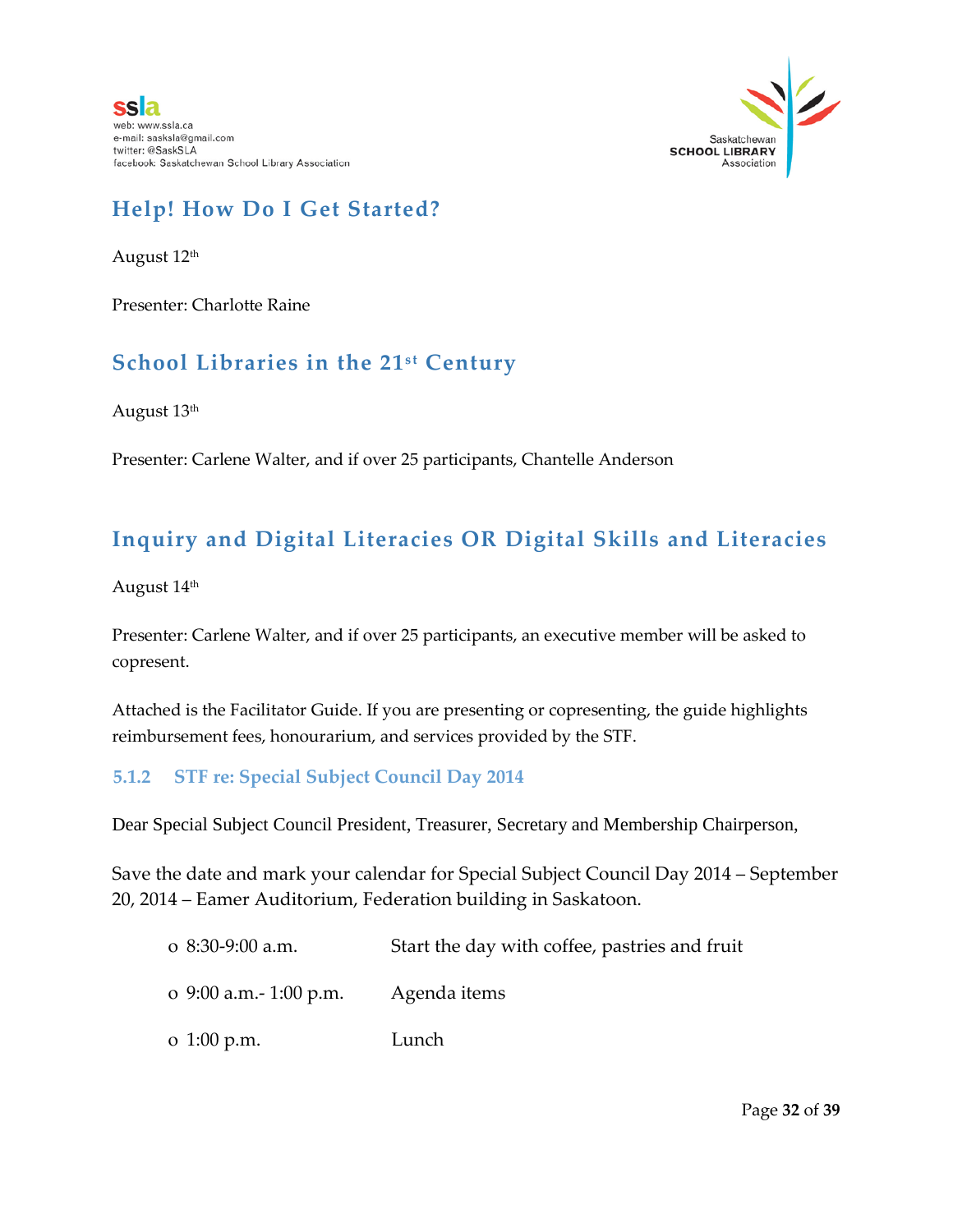## Help! How Do I Get Started?

August 12th

Presenter: Charlotte Raine

## School Libraries in the 21st Century

August 13th

Presenter: Carlene Walter, and if over 25 participants, Chantelle Anderson

## Inquiry and Digital Literacies OR Digital Skills and Literacies

August 14th

Presenter: Carlene Walter, and if over 25 participants, an executive member will be asked to copresent.

Attached is the Facilitator Guide. If you are presenting or copresenting, the guide highlights reimbursement fees, honourarium, and services provided by the STF.

### 5.1.2 STF re: Special Subject Council Day 2014

Dear Special Subject Council President, Treasurer, Secretary and Membership Chairperson,

Save the date and mark your calendar for Special Subject Council Day 2014 – September 20, 2014 – Eamer Auditorium, Federation building in Saskatoon.

- 8:30-9:00 a.m. — Start the day with coffee, pastries and fruit
- 9:00 a.m.- 1:00 p.m. — Agenda items
- 1:00 p.m. — Lunch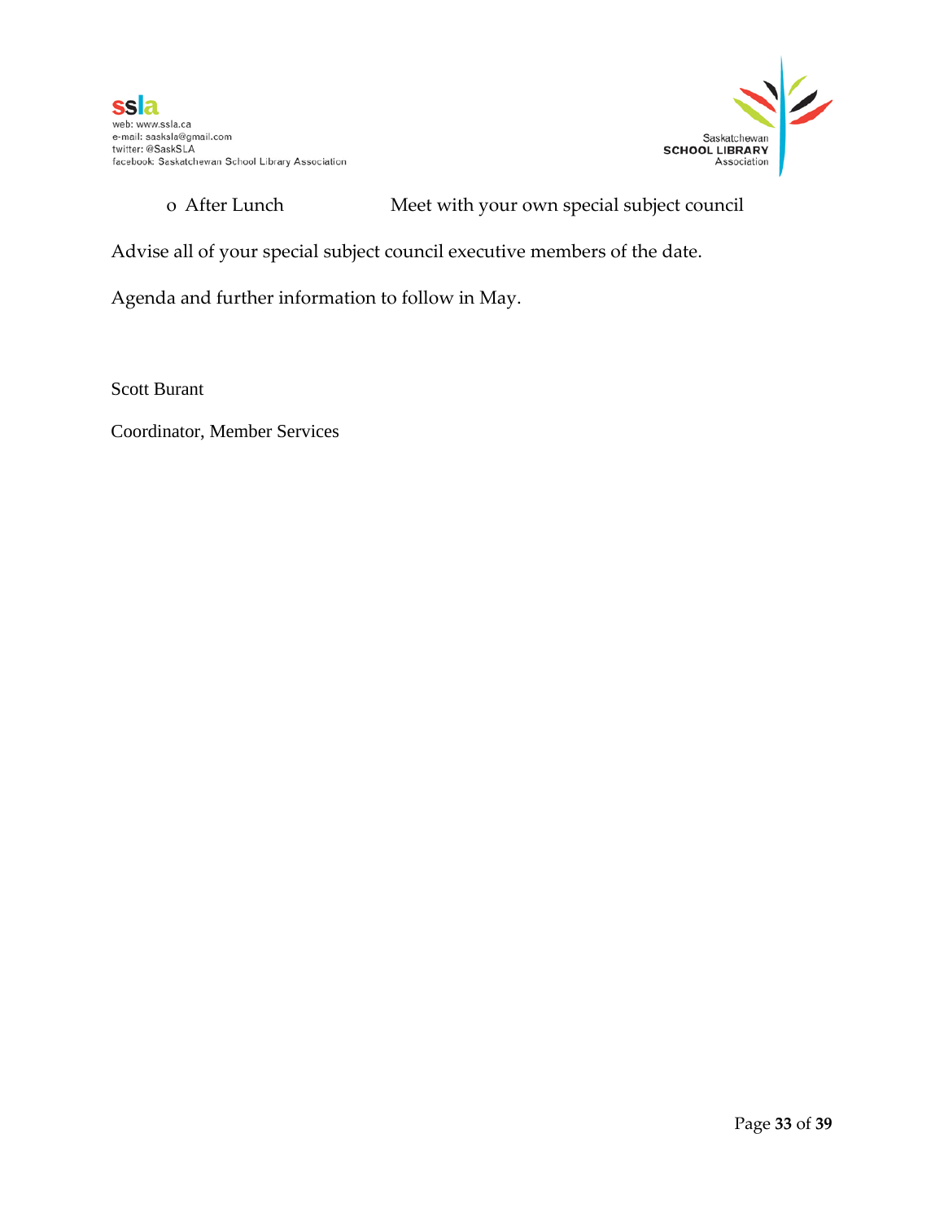- After Lunch		Meet with your own special subject council

Advise all of your special subject council executive members of the date.

Agenda and further information to follow in May.

Scott Burant

Coordinator, Member Services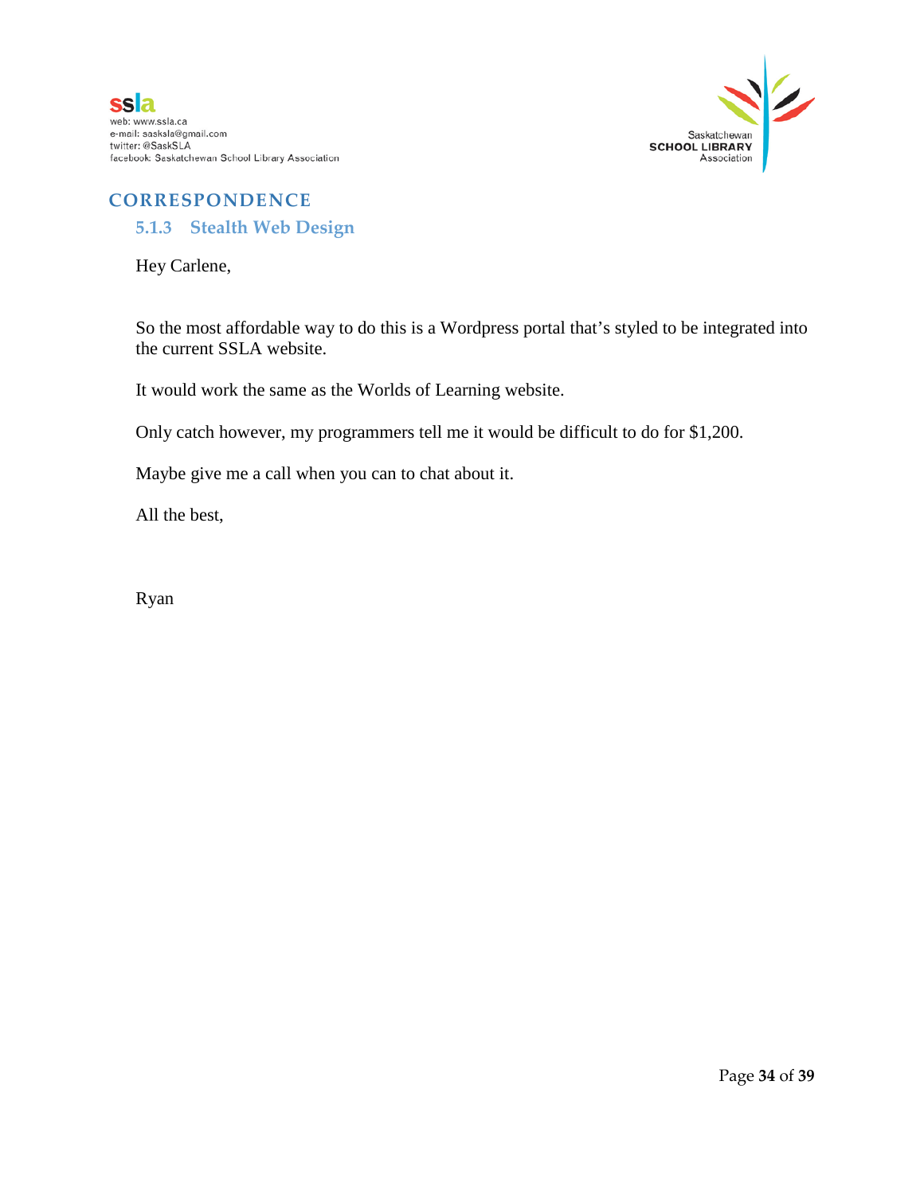## CORRESPONDENCE

### 5.1.3 Stealth Web Design

Hey Carlene,

So the most affordable way to do this is a Wordpress portal that's styled to be integrated into the current SSLA website.

It would work the same as the Worlds of Learning website.

Only catch however, my programmers tell me it would be difficult to do for $1,200.

Maybe give me a call when you can to chat about it.

All the best,

Ryan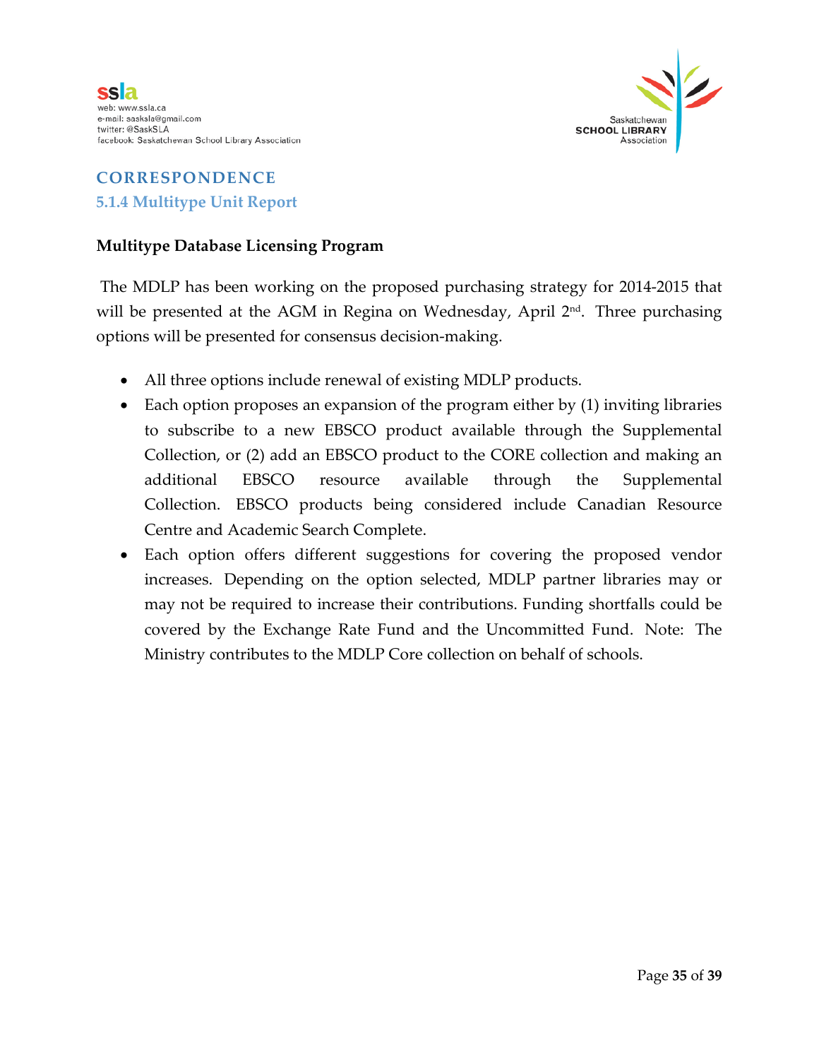## CORRESPONDENCE

### 5.1.4 Multitype Unit Report

**Multitype Database Licensing Program**

The MDLP has been working on the proposed purchasing strategy for 2014-2015 that will be presented at the AGM in Regina on Wednesday, April 2nd. Three purchasing options will be presented for consensus decision-making.

- All three options include renewal of existing MDLP products.
- Each option proposes an expansion of the program either by (1) inviting libraries to subscribe to a new EBSCO product available through the Supplemental Collection, or (2) add an EBSCO product to the CORE collection and making an additional EBSCO resource available through the Supplemental Collection. EBSCO products being considered include Canadian Resource Centre and Academic Search Complete.
- Each option offers different suggestions for covering the proposed vendor increases. Depending on the option selected, MDLP partner libraries may or may not be required to increase their contributions. Funding shortfalls could be covered by the Exchange Rate Fund and the Uncommitted Fund. Note: The Ministry contributes to the MDLP Core collection on behalf of schools.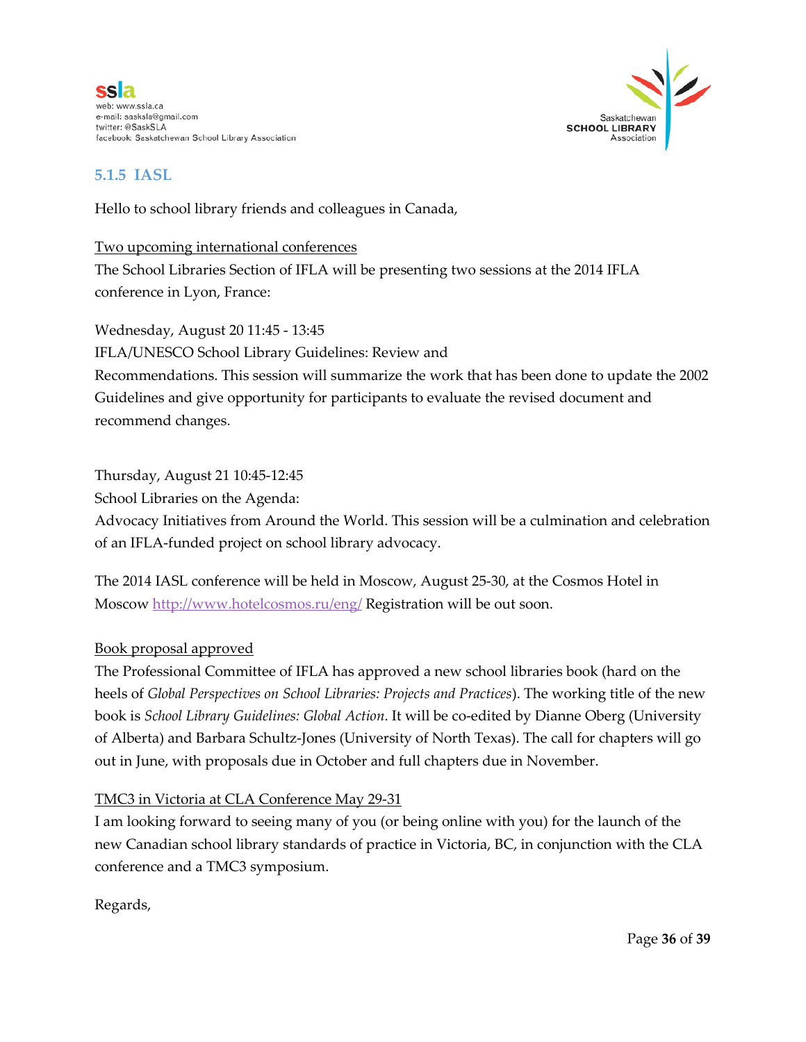### 5.1.5 IASL

Hello to school library friends and colleagues in Canada,

Two upcoming international conferences

The School Libraries Section of IFLA will be presenting two sessions at the 2014 IFLA conference in Lyon, France:

Wednesday, August 20 11:45 - 13:45
IFLA/UNESCO School Library Guidelines: Review and
Recommendations. This session will summarize the work that has been done to update the 2002 Guidelines and give opportunity for participants to evaluate the revised document and recommend changes.

Thursday, August 21 10:45-12:45
School Libraries on the Agenda:
Advocacy Initiatives from Around the World. This session will be a culmination and celebration of an IFLA-funded project on school library advocacy.

The 2014 IASL conference will be held in Moscow, August 25-30, at the Cosmos Hotel in Moscow http://www.hotelcosmos.ru/eng/ Registration will be out soon.

Book proposal approved

The Professional Committee of IFLA has approved a new school libraries book (hard on the heels of *Global Perspectives on School Libraries: Projects and Practices*). The working title of the new book is *School Library Guidelines: Global Action*. It will be co-edited by Dianne Oberg (University of Alberta) and Barbara Schultz-Jones (University of North Texas). The call for chapters will go out in June, with proposals due in October and full chapters due in November.

TMC3 in Victoria at CLA Conference May 29-31

I am looking forward to seeing many of you (or being online with you) for the launch of the new Canadian school library standards of practice in Victoria, BC, in conjunction with the CLA conference and a TMC3 symposium.

Regards,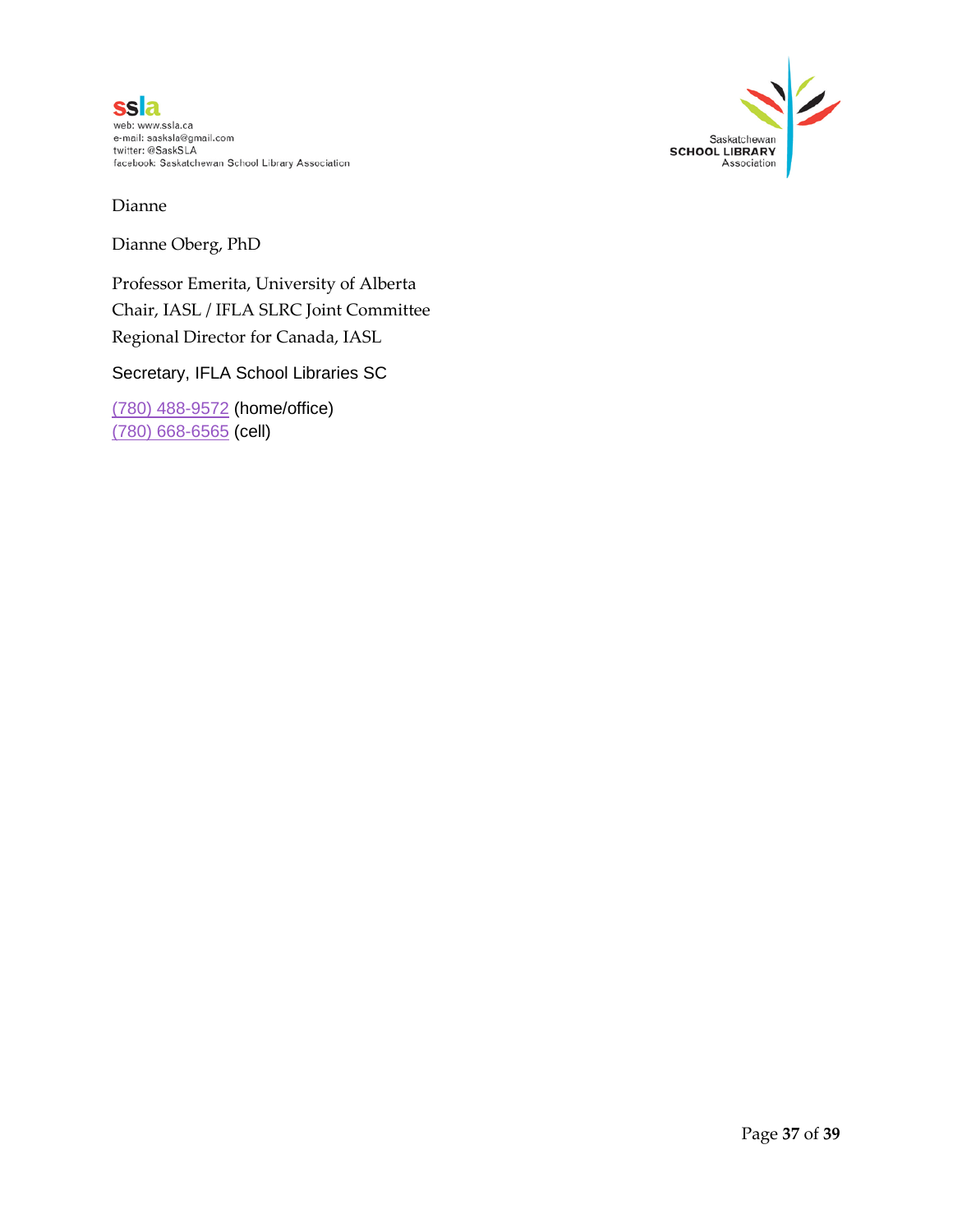Dianne

Dianne Oberg, PhD

Professor Emerita, University of Alberta
Chair, IASL / IFLA SLRC Joint Committee
Regional Director for Canada, IASL

Secretary, IFLA School Libraries SC

(780) 488-9572 (home/office)
(780) 668-6565 (cell)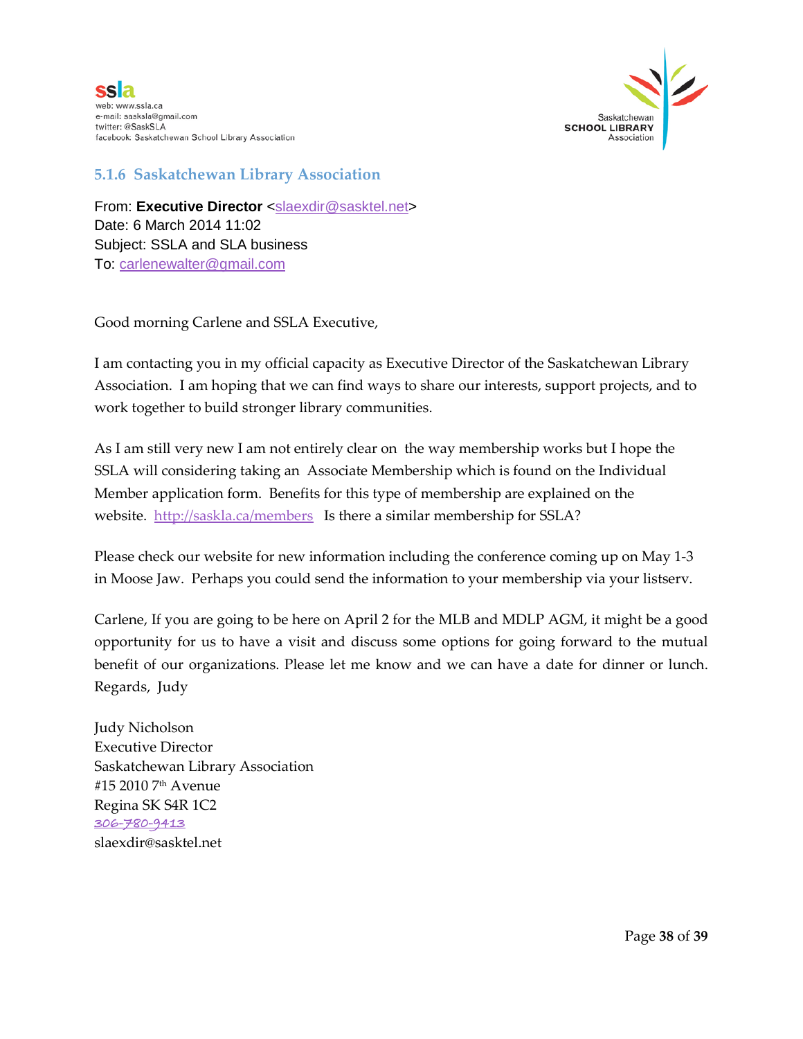### 5.1.6 Saskatchewan Library Association

From: **Executive Director** <slaexdir@sasktel.net>
Date: 6 March 2014 11:02
Subject: SSLA and SLA business
To: carlenewalter@gmail.com

Good morning Carlene and SSLA Executive,

I am contacting you in my official capacity as Executive Director of the Saskatchewan Library Association. I am hoping that we can find ways to share our interests, support projects, and to work together to build stronger library communities.

As I am still very new I am not entirely clear on the way membership works but I hope the SSLA will considering taking an Associate Membership which is found on the Individual Member application form. Benefits for this type of membership are explained on the website. http://saskla.ca/members Is there a similar membership for SSLA?

Please check our website for new information including the conference coming up on May 1-3 in Moose Jaw. Perhaps you could send the information to your membership via your listserv.

Carlene, If you are going to be here on April 2 for the MLB and MDLP AGM, it might be a good opportunity for us to have a visit and discuss some options for going forward to the mutual benefit of our organizations. Please let me know and we can have a date for dinner or lunch. Regards, Judy

Judy Nicholson
Executive Director
Saskatchewan Library Association
#15 2010 7th Avenue
Regina SK S4R 1C2
306-780-9413
slaexdir@sasktel.net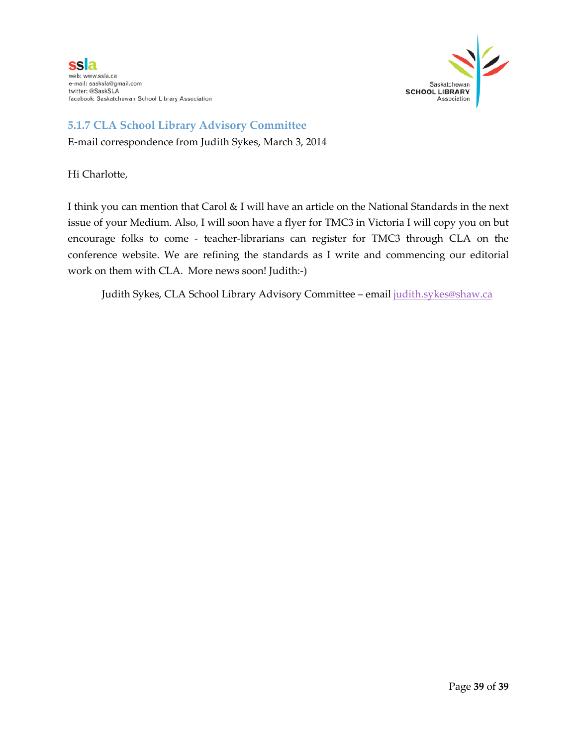### 5.1.7 CLA School Library Advisory Committee

E-mail correspondence from Judith Sykes, March 3, 2014

Hi Charlotte,

I think you can mention that Carol & I will have an article on the National Standards in the next issue of your Medium. Also, I will soon have a flyer for TMC3 in Victoria I will copy you on but encourage folks to come - teacher-librarians can register for TMC3 through CLA on the conference website. We are refining the standards as I write and commencing our editorial work on them with CLA. More news soon! Judith:-)

Judith Sykes, CLA School Library Advisory Committee – email judith.sykes@shaw.ca